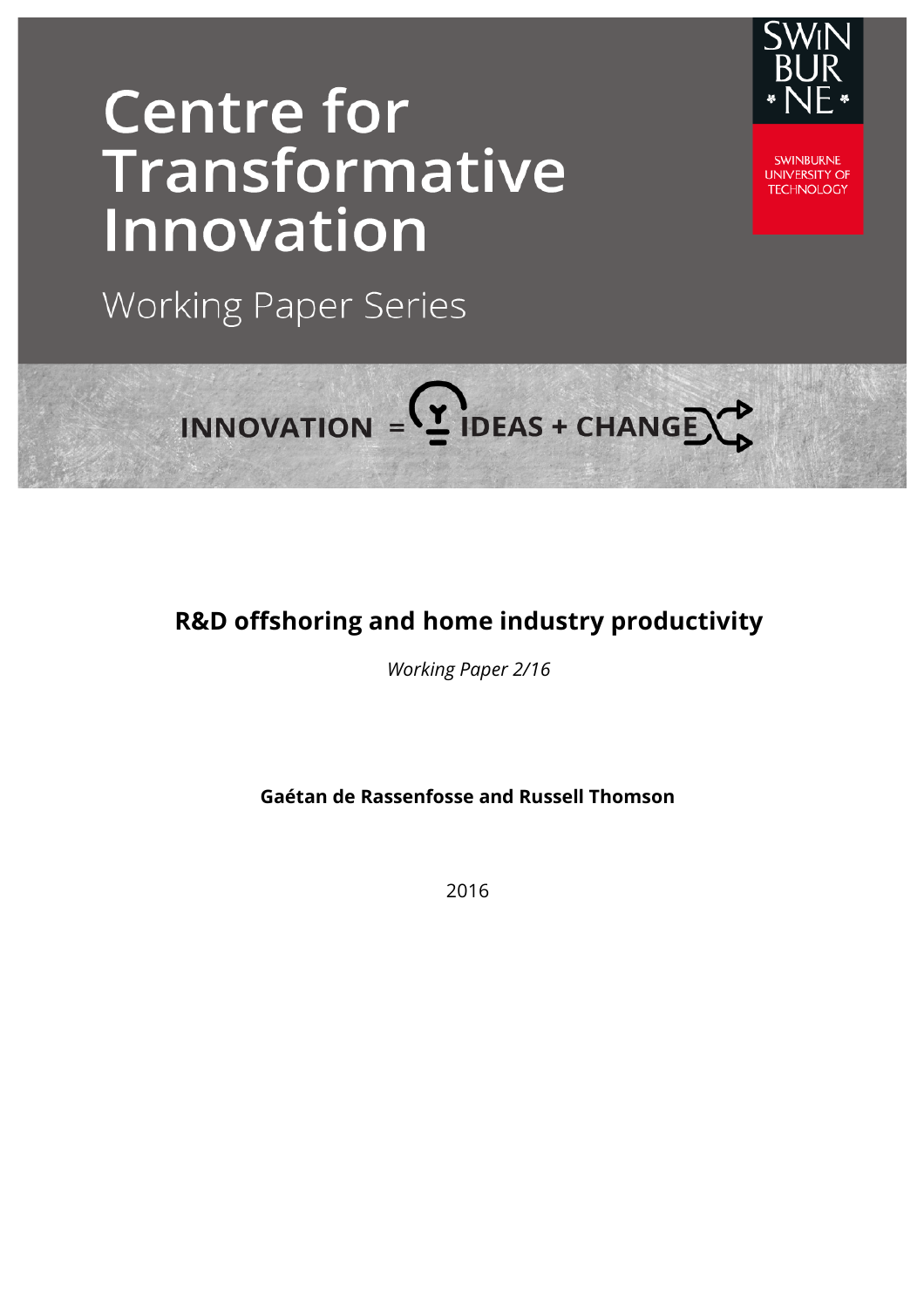# Centre for Transformative Innovation

Working Paper Series

INNOVATION = IDEAS + CHANGE

SWINBURNE UNIVERSITY OF TECHNOLOGY

## R&D offshoring and home industry productivity

*Working Paper 2/16*

**Gaétan de Rassenfosse and Russell Thomson**

2016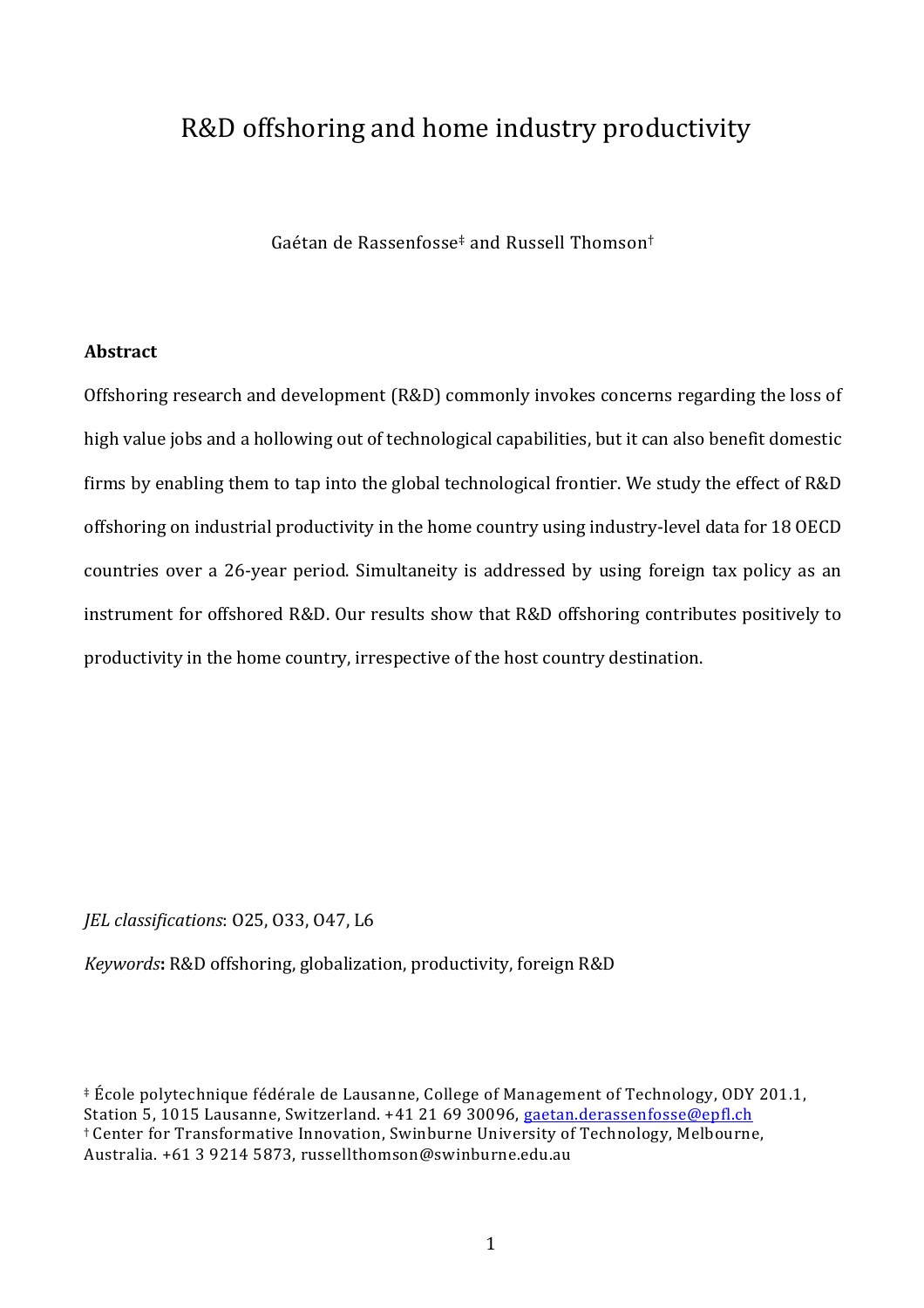# R&D offshoring and home industry productivity

Gaétan de Rassenfosse[‡] and Russell Thomson[†]

**Abstract**

Offshoring research and development (R&D) commonly invokes concerns regarding the loss of high value jobs and a hollowing out of technological capabilities, but it can also benefit domestic firms by enabling them to tap into the global technological frontier. We study the effect of R&D offshoring on industrial productivity in the home country using industry-level data for 18 OECD countries over a 26-year period. Simultaneity is addressed by using foreign tax policy as an instrument for offshored R&D. Our results show that R&D offshoring contributes positively to productivity in the home country, irrespective of the host country destination.

*JEL classifications*: O25, O33, O47, L6

*Keywords***:** R&D offshoring, globalization, productivity, foreign R&D

[‡] École polytechnique fédérale de Lausanne, College of Management of Technology, ODY 201.1, Station 5, 1015 Lausanne, Switzerland. +41 21 69 30096, gaetan.derassenfosse@epfl.ch
[†] Center for Transformative Innovation, Swinburne University of Technology, Melbourne, Australia. +61 3 9214 5873, russellthomson@swinburne.edu.au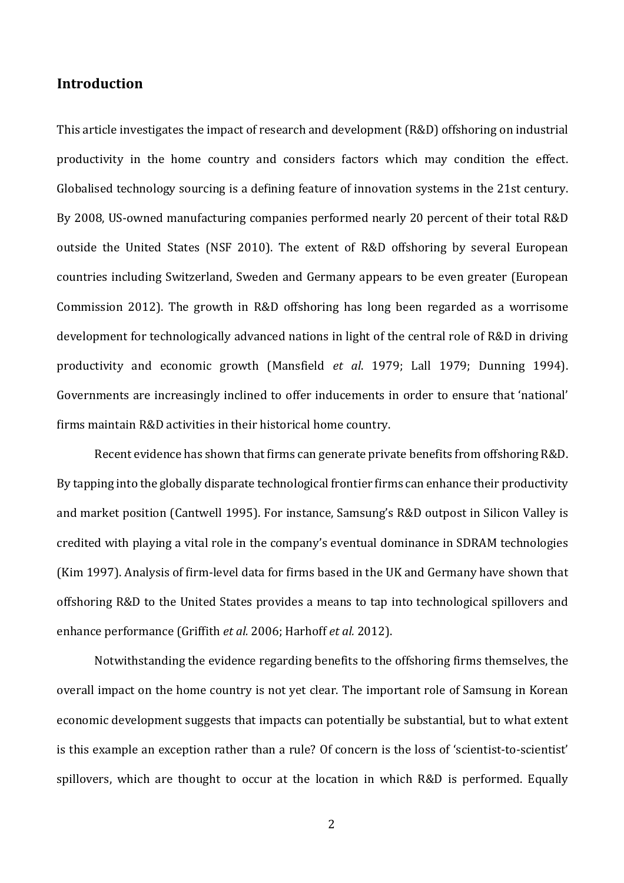## Introduction

This article investigates the impact of research and development (R&D) offshoring on industrial productivity in the home country and considers factors which may condition the effect. Globalised technology sourcing is a defining feature of innovation systems in the 21st century. By 2008, US-owned manufacturing companies performed nearly 20 percent of their total R&D outside the United States (NSF 2010). The extent of R&D offshoring by several European countries including Switzerland, Sweden and Germany appears to be even greater (European Commission 2012). The growth in R&D offshoring has long been regarded as a worrisome development for technologically advanced nations in light of the central role of R&D in driving productivity and economic growth (Mansfield *et al*. 1979; Lall 1979; Dunning 1994). Governments are increasingly inclined to offer inducements in order to ensure that 'national' firms maintain R&D activities in their historical home country.

Recent evidence has shown that firms can generate private benefits from offshoring R&D. By tapping into the globally disparate technological frontier firms can enhance their productivity and market position (Cantwell 1995). For instance, Samsung's R&D outpost in Silicon Valley is credited with playing a vital role in the company's eventual dominance in SDRAM technologies (Kim 1997). Analysis of firm-level data for firms based in the UK and Germany have shown that offshoring R&D to the United States provides a means to tap into technological spillovers and enhance performance (Griffith *et al.* 2006; Harhoff *et al.* 2012).

Notwithstanding the evidence regarding benefits to the offshoring firms themselves, the overall impact on the home country is not yet clear. The important role of Samsung in Korean economic development suggests that impacts can potentially be substantial, but to what extent is this example an exception rather than a rule? Of concern is the loss of 'scientist-to-scientist' spillovers, which are thought to occur at the location in which R&D is performed. Equally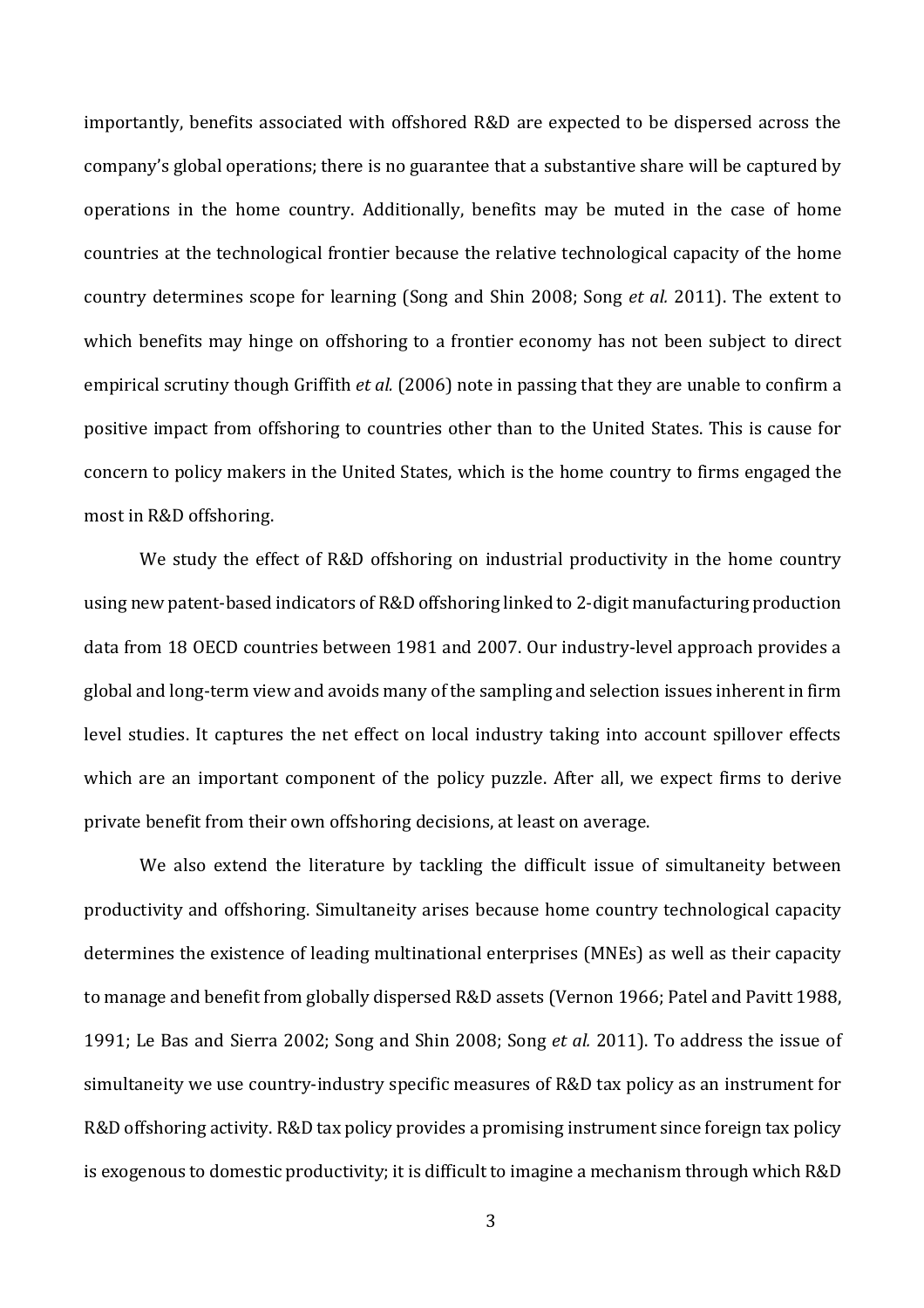importantly, benefits associated with offshored R&D are expected to be dispersed across the company's global operations; there is no guarantee that a substantive share will be captured by operations in the home country. Additionally, benefits may be muted in the case of home countries at the technological frontier because the relative technological capacity of the home country determines scope for learning (Song and Shin 2008; Song *et al.* 2011). The extent to which benefits may hinge on offshoring to a frontier economy has not been subject to direct empirical scrutiny though Griffith *et al.* (2006) note in passing that they are unable to confirm a positive impact from offshoring to countries other than to the United States. This is cause for concern to policy makers in the United States, which is the home country to firms engaged the most in R&D offshoring.

We study the effect of R&D offshoring on industrial productivity in the home country using new patent-based indicators of R&D offshoring linked to 2-digit manufacturing production data from 18 OECD countries between 1981 and 2007. Our industry-level approach provides a global and long-term view and avoids many of the sampling and selection issues inherent in firm level studies. It captures the net effect on local industry taking into account spillover effects which are an important component of the policy puzzle. After all, we expect firms to derive private benefit from their own offshoring decisions, at least on average.

We also extend the literature by tackling the difficult issue of simultaneity between productivity and offshoring. Simultaneity arises because home country technological capacity determines the existence of leading multinational enterprises (MNEs) as well as their capacity to manage and benefit from globally dispersed R&D assets (Vernon 1966; Patel and Pavitt 1988, 1991; Le Bas and Sierra 2002; Song and Shin 2008; Song *et al.* 2011). To address the issue of simultaneity we use country-industry specific measures of R&D tax policy as an instrument for R&D offshoring activity. R&D tax policy provides a promising instrument since foreign tax policy is exogenous to domestic productivity; it is difficult to imagine a mechanism through which R&D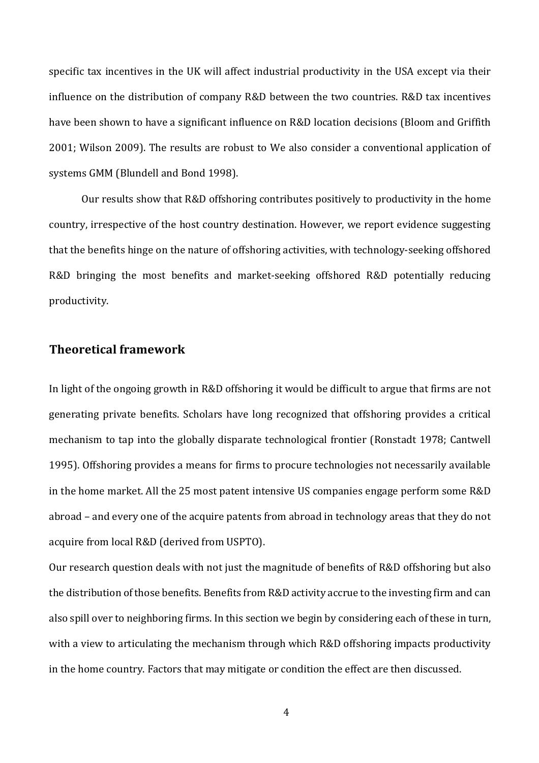specific tax incentives in the UK will affect industrial productivity in the USA except via their influence on the distribution of company R&D between the two countries. R&D tax incentives have been shown to have a significant influence on R&D location decisions (Bloom and Griffith 2001; Wilson 2009). The results are robust to We also consider a conventional application of systems GMM (Blundell and Bond 1998).

Our results show that R&D offshoring contributes positively to productivity in the home country, irrespective of the host country destination. However, we report evidence suggesting that the benefits hinge on the nature of offshoring activities, with technology-seeking offshored R&D bringing the most benefits and market-seeking offshored R&D potentially reducing productivity.

## Theoretical framework

In light of the ongoing growth in R&D offshoring it would be difficult to argue that firms are not generating private benefits. Scholars have long recognized that offshoring provides a critical mechanism to tap into the globally disparate technological frontier (Ronstadt 1978; Cantwell 1995). Offshoring provides a means for firms to procure technologies not necessarily available in the home market. All the 25 most patent intensive US companies engage perform some R&D abroad – and every one of the acquire patents from abroad in technology areas that they do not acquire from local R&D (derived from USPTO).

Our research question deals with not just the magnitude of benefits of R&D offshoring but also the distribution of those benefits. Benefits from R&D activity accrue to the investing firm and can also spill over to neighboring firms. In this section we begin by considering each of these in turn, with a view to articulating the mechanism through which R&D offshoring impacts productivity in the home country. Factors that may mitigate or condition the effect are then discussed.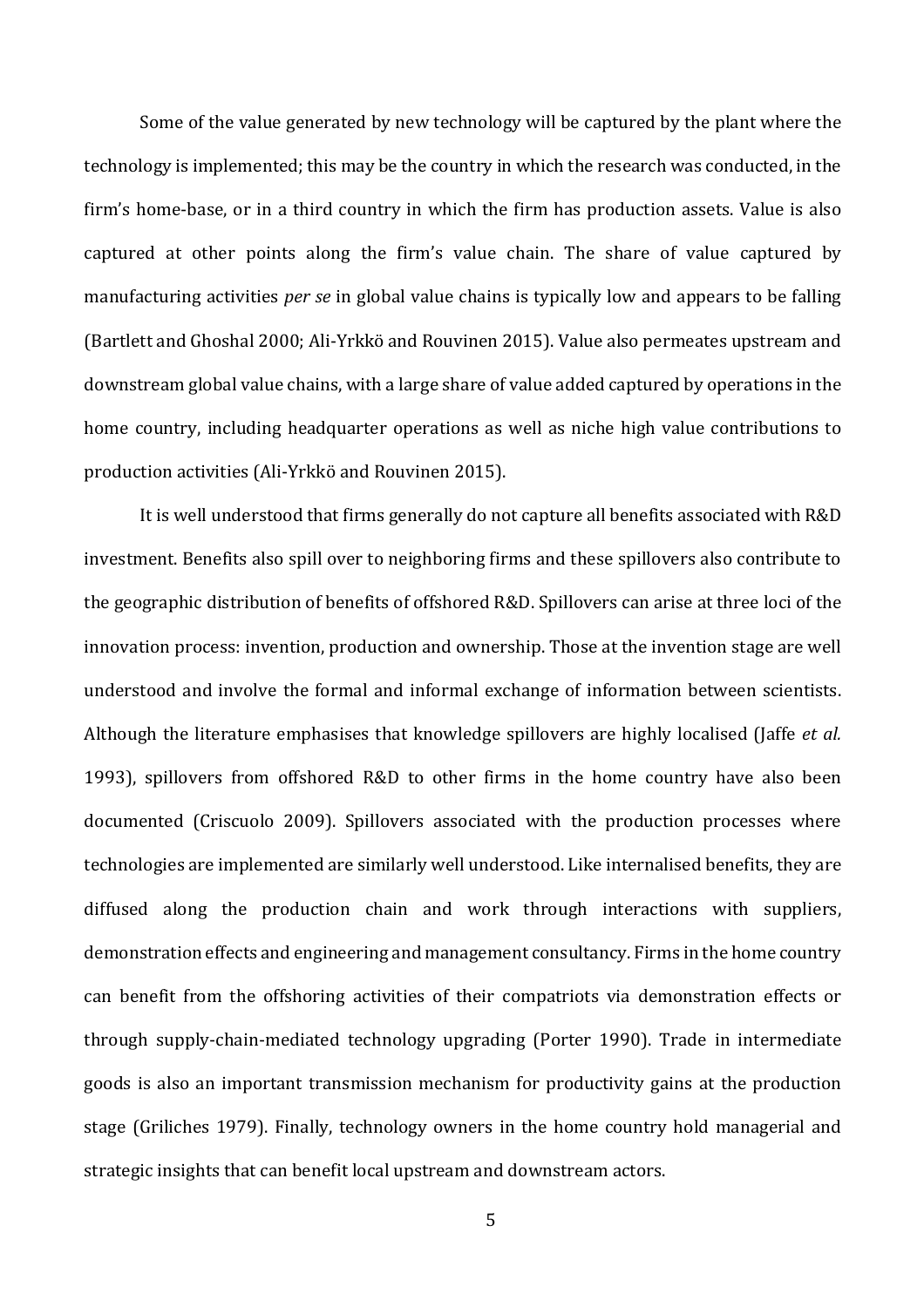Some of the value generated by new technology will be captured by the plant where the technology is implemented; this may be the country in which the research was conducted, in the firm's home-base, or in a third country in which the firm has production assets. Value is also captured at other points along the firm's value chain. The share of value captured by manufacturing activities *per se* in global value chains is typically low and appears to be falling (Bartlett and Ghoshal 2000; Ali-Yrkkö and Rouvinen 2015). Value also permeates upstream and downstream global value chains, with a large share of value added captured by operations in the home country, including headquarter operations as well as niche high value contributions to production activities (Ali-Yrkkö and Rouvinen 2015).

It is well understood that firms generally do not capture all benefits associated with R&D investment. Benefits also spill over to neighboring firms and these spillovers also contribute to the geographic distribution of benefits of offshored R&D. Spillovers can arise at three loci of the innovation process: invention, production and ownership. Those at the invention stage are well understood and involve the formal and informal exchange of information between scientists. Although the literature emphasises that knowledge spillovers are highly localised (Jaffe *et al.* 1993), spillovers from offshored R&D to other firms in the home country have also been documented (Criscuolo 2009). Spillovers associated with the production processes where technologies are implemented are similarly well understood. Like internalised benefits, they are diffused along the production chain and work through interactions with suppliers, demonstration effects and engineering and management consultancy. Firms in the home country can benefit from the offshoring activities of their compatriots via demonstration effects or through supply-chain-mediated technology upgrading (Porter 1990). Trade in intermediate goods is also an important transmission mechanism for productivity gains at the production stage (Griliches 1979). Finally, technology owners in the home country hold managerial and strategic insights that can benefit local upstream and downstream actors.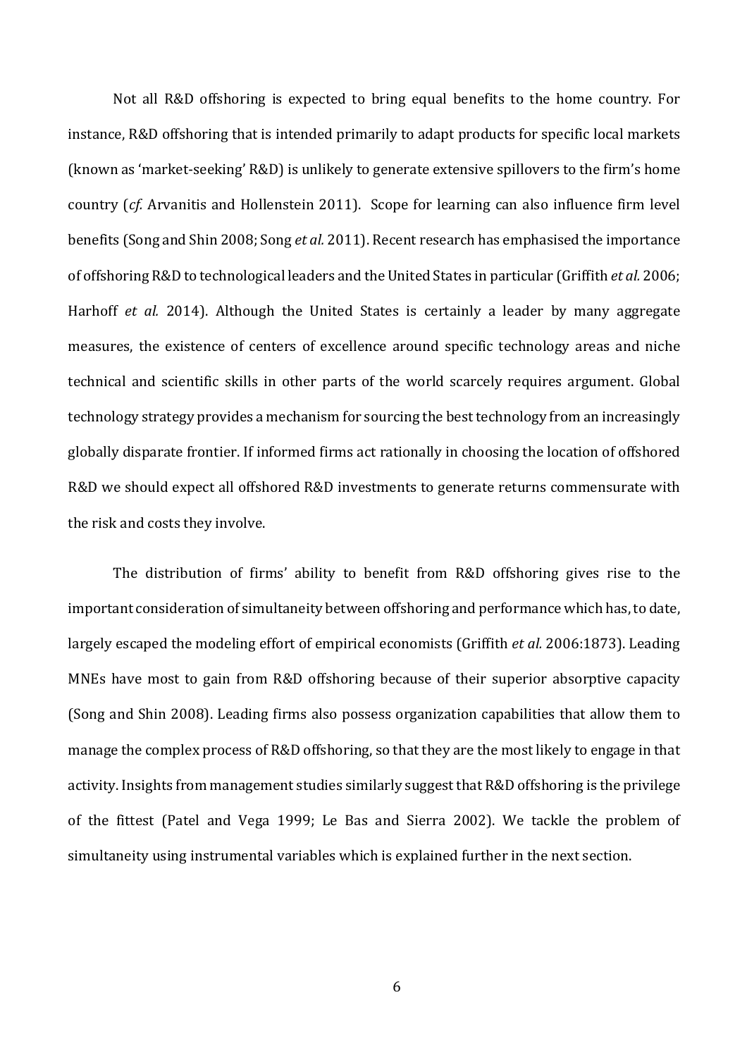Not all R&D offshoring is expected to bring equal benefits to the home country. For instance, R&D offshoring that is intended primarily to adapt products for specific local markets (known as 'market-seeking' R&D) is unlikely to generate extensive spillovers to the firm's home country (*cf.* Arvanitis and Hollenstein 2011). Scope for learning can also influence firm level benefits (Song and Shin 2008; Song *et al.* 2011). Recent research has emphasised the importance of offshoring R&D to technological leaders and the United States in particular (Griffith *et al.* 2006; Harhoff *et al.* 2014). Although the United States is certainly a leader by many aggregate measures, the existence of centers of excellence around specific technology areas and niche technical and scientific skills in other parts of the world scarcely requires argument. Global technology strategy provides a mechanism for sourcing the best technology from an increasingly globally disparate frontier. If informed firms act rationally in choosing the location of offshored R&D we should expect all offshored R&D investments to generate returns commensurate with the risk and costs they involve.

The distribution of firms' ability to benefit from R&D offshoring gives rise to the important consideration of simultaneity between offshoring and performance which has, to date, largely escaped the modeling effort of empirical economists (Griffith *et al.* 2006:1873). Leading MNEs have most to gain from R&D offshoring because of their superior absorptive capacity (Song and Shin 2008). Leading firms also possess organization capabilities that allow them to manage the complex process of R&D offshoring, so that they are the most likely to engage in that activity. Insights from management studies similarly suggest that R&D offshoring is the privilege of the fittest (Patel and Vega 1999; Le Bas and Sierra 2002). We tackle the problem of simultaneity using instrumental variables which is explained further in the next section.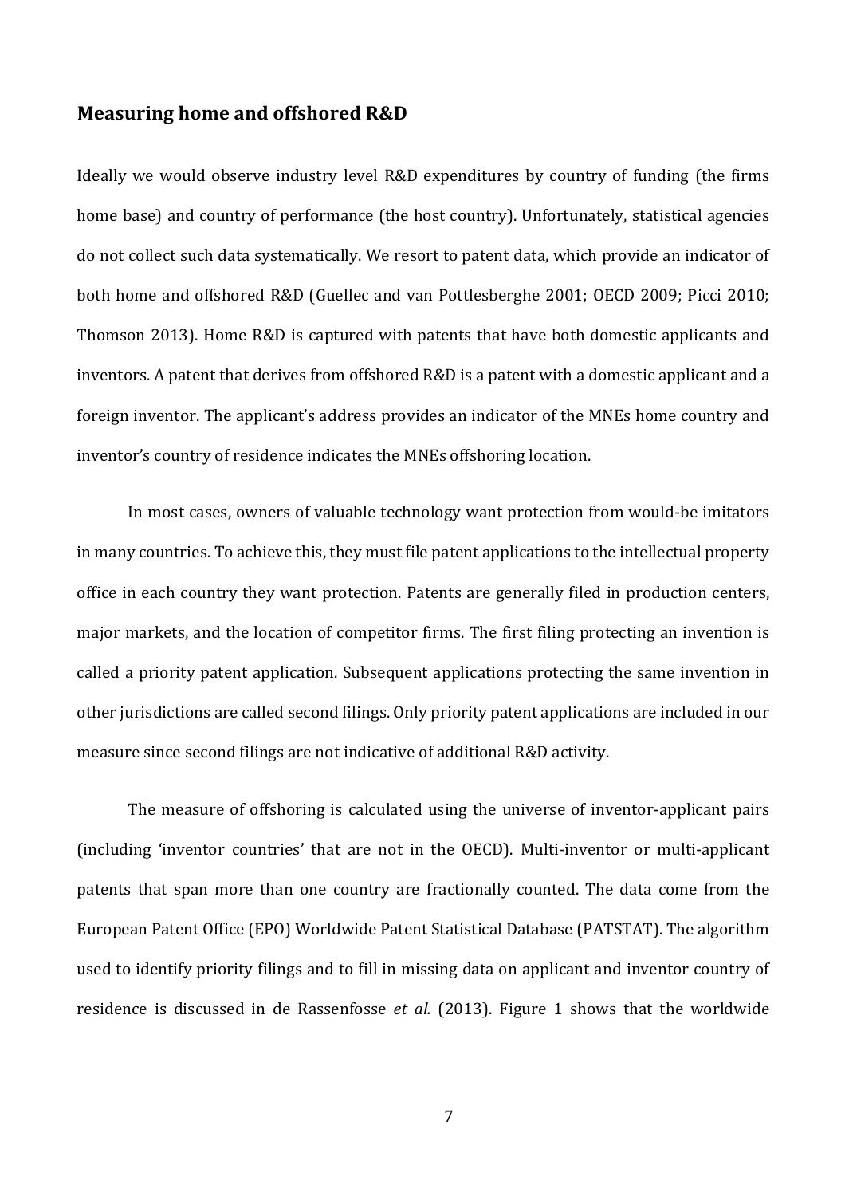## Measuring home and offshored R&D

Ideally we would observe industry level R&D expenditures by country of funding (the firms home base) and country of performance (the host country). Unfortunately, statistical agencies do not collect such data systematically. We resort to patent data, which provide an indicator of both home and offshored R&D (Guellec and van Pottlesberghe 2001; OECD 2009; Picci 2010; Thomson 2013). Home R&D is captured with patents that have both domestic applicants and inventors. A patent that derives from offshored R&D is a patent with a domestic applicant and a foreign inventor. The applicant's address provides an indicator of the MNEs home country and inventor's country of residence indicates the MNEs offshoring location.

In most cases, owners of valuable technology want protection from would-be imitators in many countries. To achieve this, they must file patent applications to the intellectual property office in each country they want protection. Patents are generally filed in production centers, major markets, and the location of competitor firms. The first filing protecting an invention is called a priority patent application. Subsequent applications protecting the same invention in other jurisdictions are called second filings. Only priority patent applications are included in our measure since second filings are not indicative of additional R&D activity.

The measure of offshoring is calculated using the universe of inventor-applicant pairs (including 'inventor countries' that are not in the OECD). Multi-inventor or multi-applicant patents that span more than one country are fractionally counted. The data come from the European Patent Office (EPO) Worldwide Patent Statistical Database (PATSTAT). The algorithm used to identify priority filings and to fill in missing data on applicant and inventor country of residence is discussed in de Rassenfosse *et al.* (2013). Figure 1 shows that the worldwide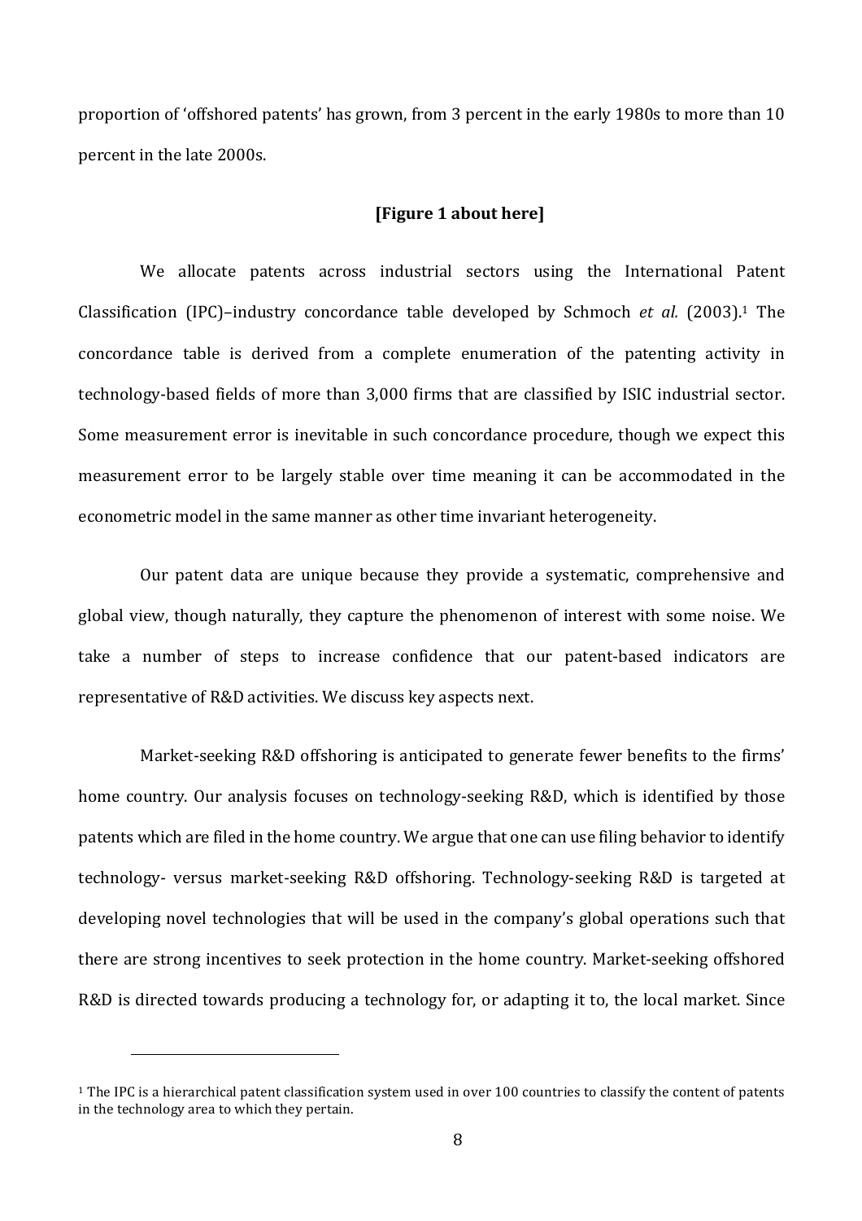proportion of 'offshored patents' has grown, from 3 percent in the early 1980s to more than 10 percent in the late 2000s.

**[Figure 1 about here]**

We allocate patents across industrial sectors using the International Patent Classification (IPC)–industry concordance table developed by Schmoch *et al.* (2003).[1] The concordance table is derived from a complete enumeration of the patenting activity in technology-based fields of more than 3,000 firms that are classified by ISIC industrial sector. Some measurement error is inevitable in such concordance procedure, though we expect this measurement error to be largely stable over time meaning it can be accommodated in the econometric model in the same manner as other time invariant heterogeneity.

Our patent data are unique because they provide a systematic, comprehensive and global view, though naturally, they capture the phenomenon of interest with some noise. We take a number of steps to increase confidence that our patent-based indicators are representative of R&D activities. We discuss key aspects next.

Market-seeking R&D offshoring is anticipated to generate fewer benefits to the firms' home country. Our analysis focuses on technology-seeking R&D, which is identified by those patents which are filed in the home country. We argue that one can use filing behavior to identify technology- versus market-seeking R&D offshoring. Technology-seeking R&D is targeted at developing novel technologies that will be used in the company's global operations such that there are strong incentives to seek protection in the home country. Market-seeking offshored R&D is directed towards producing a technology for, or adapting it to, the local market. Since

[1] The IPC is a hierarchical patent classification system used in over 100 countries to classify the content of patents in the technology area to which they pertain.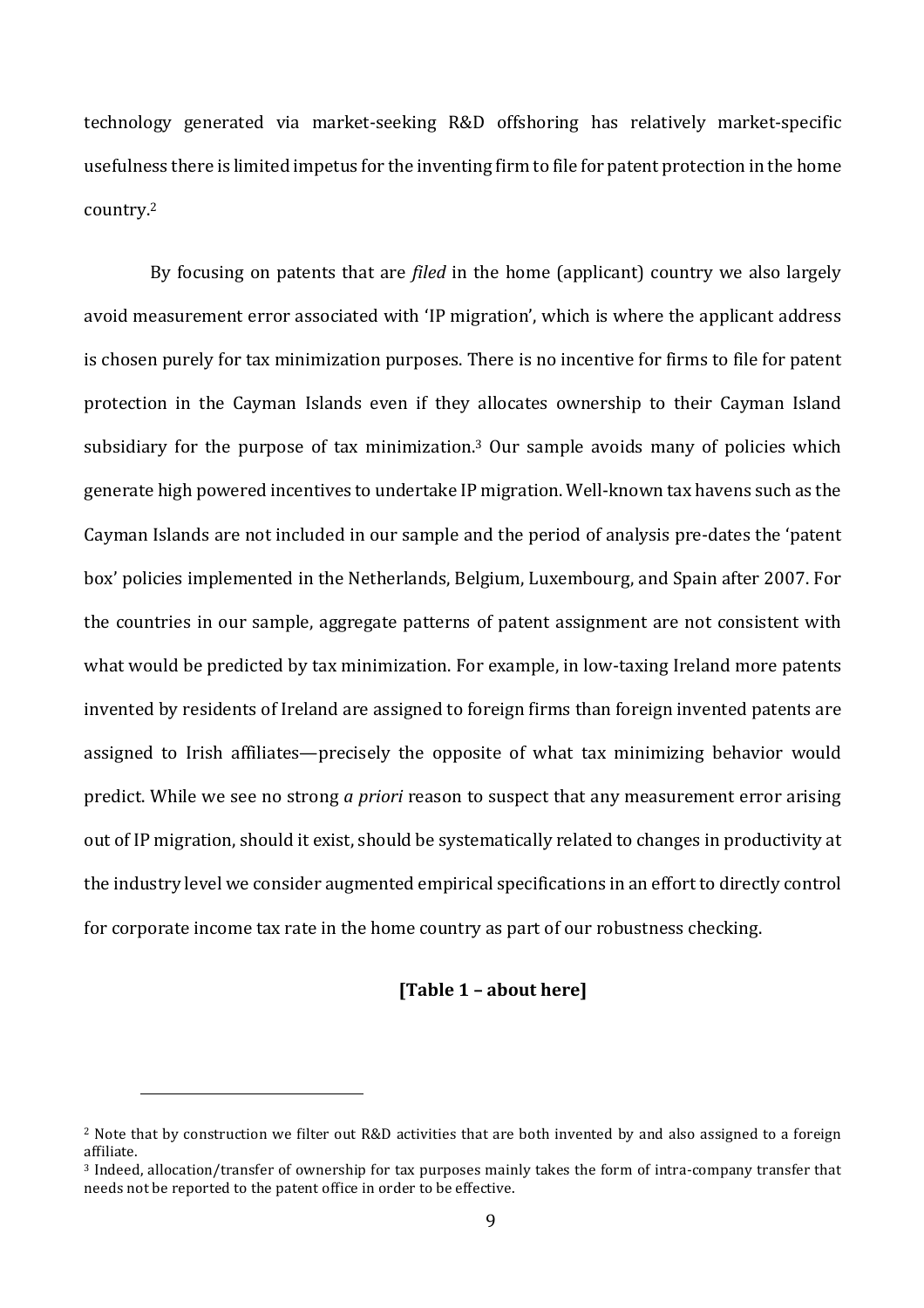technology generated via market-seeking R&D offshoring has relatively market-specific usefulness there is limited impetus for the inventing firm to file for patent protection in the home country.[2]

By focusing on patents that are *filed* in the home (applicant) country we also largely avoid measurement error associated with 'IP migration', which is where the applicant address is chosen purely for tax minimization purposes. There is no incentive for firms to file for patent protection in the Cayman Islands even if they allocates ownership to their Cayman Island subsidiary for the purpose of tax minimization.[3] Our sample avoids many of policies which generate high powered incentives to undertake IP migration. Well-known tax havens such as the Cayman Islands are not included in our sample and the period of analysis pre-dates the 'patent box' policies implemented in the Netherlands, Belgium, Luxembourg, and Spain after 2007. For the countries in our sample, aggregate patterns of patent assignment are not consistent with what would be predicted by tax minimization. For example, in low-taxing Ireland more patents invented by residents of Ireland are assigned to foreign firms than foreign invented patents are assigned to Irish affiliates—precisely the opposite of what tax minimizing behavior would predict. While we see no strong *a priori* reason to suspect that any measurement error arising out of IP migration, should it exist, should be systematically related to changes in productivity at the industry level we consider augmented empirical specifications in an effort to directly control for corporate income tax rate in the home country as part of our robustness checking.

**[Table 1 – about here]**

---

[2] Note that by construction we filter out R&D activities that are both invented by and also assigned to a foreign affiliate.

[3] Indeed, allocation/transfer of ownership for tax purposes mainly takes the form of intra-company transfer that needs not be reported to the patent office in order to be effective.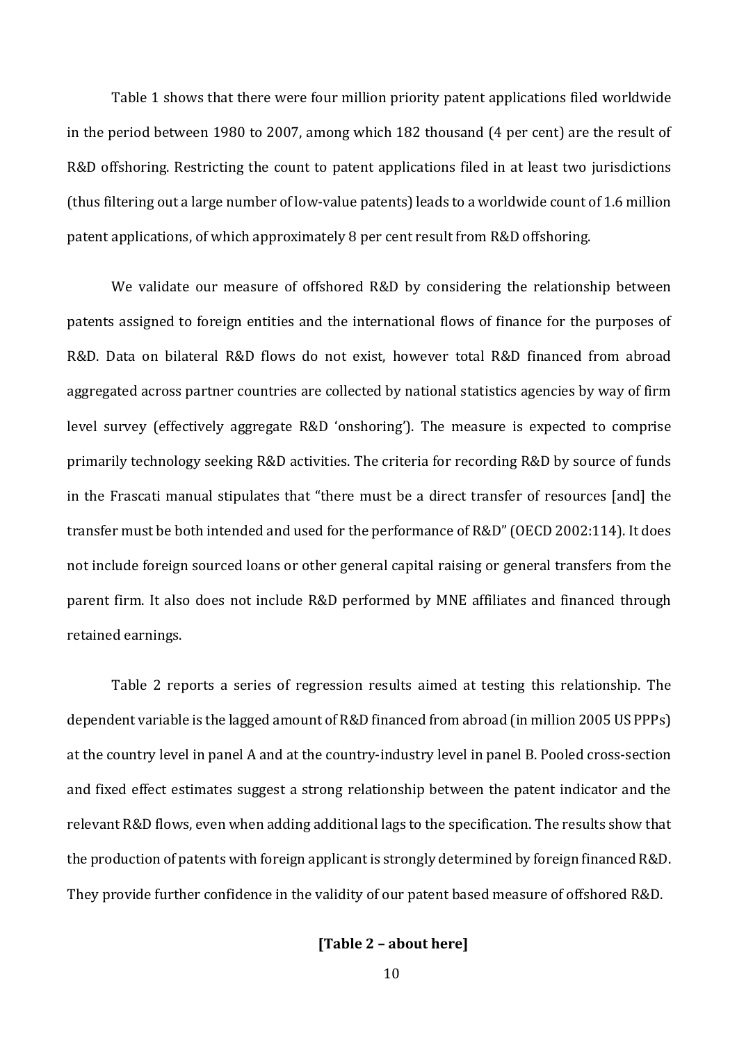Table 1 shows that there were four million priority patent applications filed worldwide in the period between 1980 to 2007, among which 182 thousand (4 per cent) are the result of R&D offshoring. Restricting the count to patent applications filed in at least two jurisdictions (thus filtering out a large number of low-value patents) leads to a worldwide count of 1.6 million patent applications, of which approximately 8 per cent result from R&D offshoring.

We validate our measure of offshored R&D by considering the relationship between patents assigned to foreign entities and the international flows of finance for the purposes of R&D. Data on bilateral R&D flows do not exist, however total R&D financed from abroad aggregated across partner countries are collected by national statistics agencies by way of firm level survey (effectively aggregate R&D 'onshoring'). The measure is expected to comprise primarily technology seeking R&D activities. The criteria for recording R&D by source of funds in the Frascati manual stipulates that "there must be a direct transfer of resources [and] the transfer must be both intended and used for the performance of R&D" (OECD 2002:114). It does not include foreign sourced loans or other general capital raising or general transfers from the parent firm. It also does not include R&D performed by MNE affiliates and financed through retained earnings.

Table 2 reports a series of regression results aimed at testing this relationship. The dependent variable is the lagged amount of R&D financed from abroad (in million 2005 US PPPs) at the country level in panel A and at the country-industry level in panel B. Pooled cross-section and fixed effect estimates suggest a strong relationship between the patent indicator and the relevant R&D flows, even when adding additional lags to the specification. The results show that the production of patents with foreign applicant is strongly determined by foreign financed R&D. They provide further confidence in the validity of our patent based measure of offshored R&D.

**[Table 2 – about here]**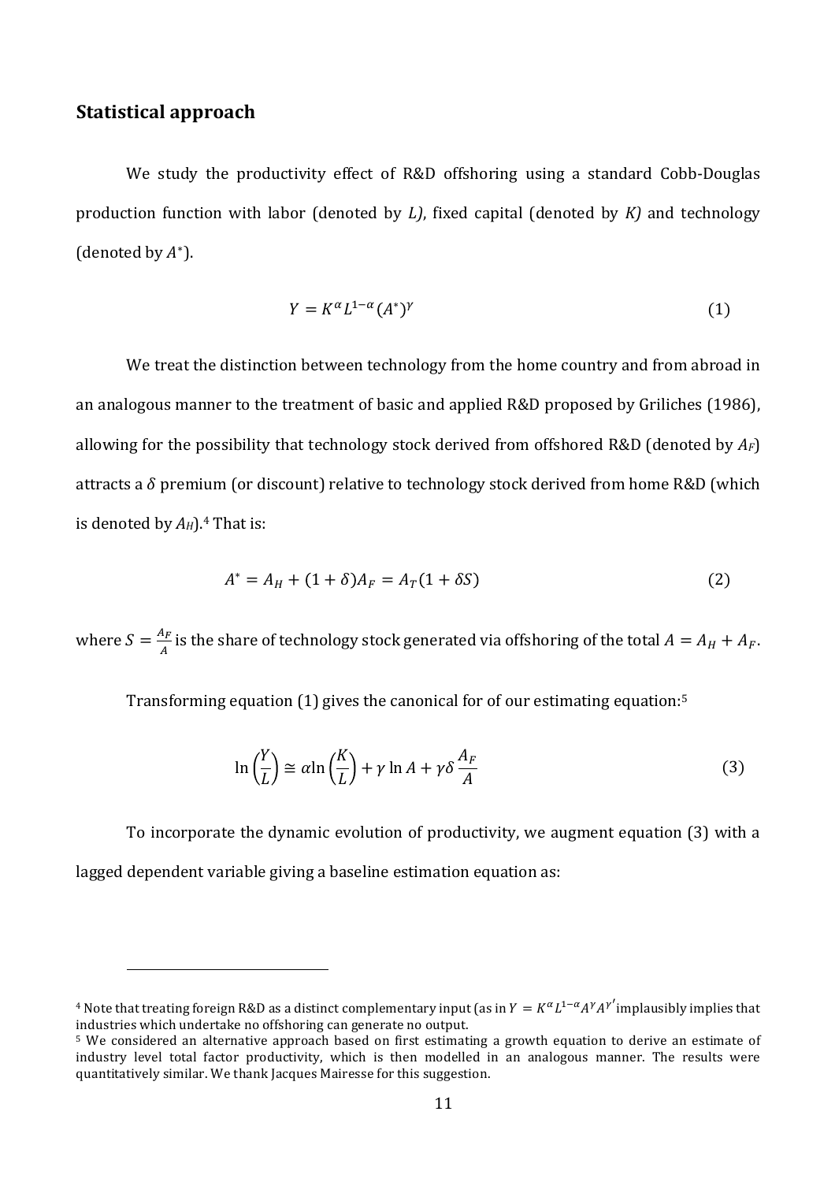## Statistical approach

We study the productivity effect of R&D offshoring using a standard Cobb-Douglas production function with labor (denoted by $L$), fixed capital (denoted by $K$) and technology (denoted by $A^*$).

$$Y = K^{\alpha} L^{1-\alpha} (A^*)^{\gamma} \tag{1}$$

We treat the distinction between technology from the home country and from abroad in an analogous manner to the treatment of basic and applied R&D proposed by Griliches (1986), allowing for the possibility that technology stock derived from offshored R&D (denoted by $A_F$) attracts a $\delta$ premium (or discount) relative to technology stock derived from home R&D (which is denoted by $A_H$).[4] That is:

$$A^* = A_H + (1 + \delta)A_F = A_T(1 + \delta S) \tag{2}$$

where $S = \frac{A_F}{A}$ is the share of technology stock generated via offshoring of the total $A = A_H + A_F$.

Transforming equation (1) gives the canonical for of our estimating equation:[5]

$$\ln\left(\frac{Y}{L}\right) \cong \alpha \ln\left(\frac{K}{L}\right) + \gamma \ln A + \gamma\delta \frac{A_F}{A} \tag{3}$$

To incorporate the dynamic evolution of productivity, we augment equation (3) with a lagged dependent variable giving a baseline estimation equation as:

---

[4] Note that treating foreign R&D as a distinct complementary input (as in $Y = K^{\alpha} L^{1-\alpha} A^{\gamma} A^{\gamma'}$ implausibly implies that industries which undertake no offshoring can generate no output.

[5] We considered an alternative approach based on first estimating a growth equation to derive an estimate of industry level total factor productivity, which is then modelled in an analogous manner. The results were quantitatively similar. We thank Jacques Mairesse for this suggestion.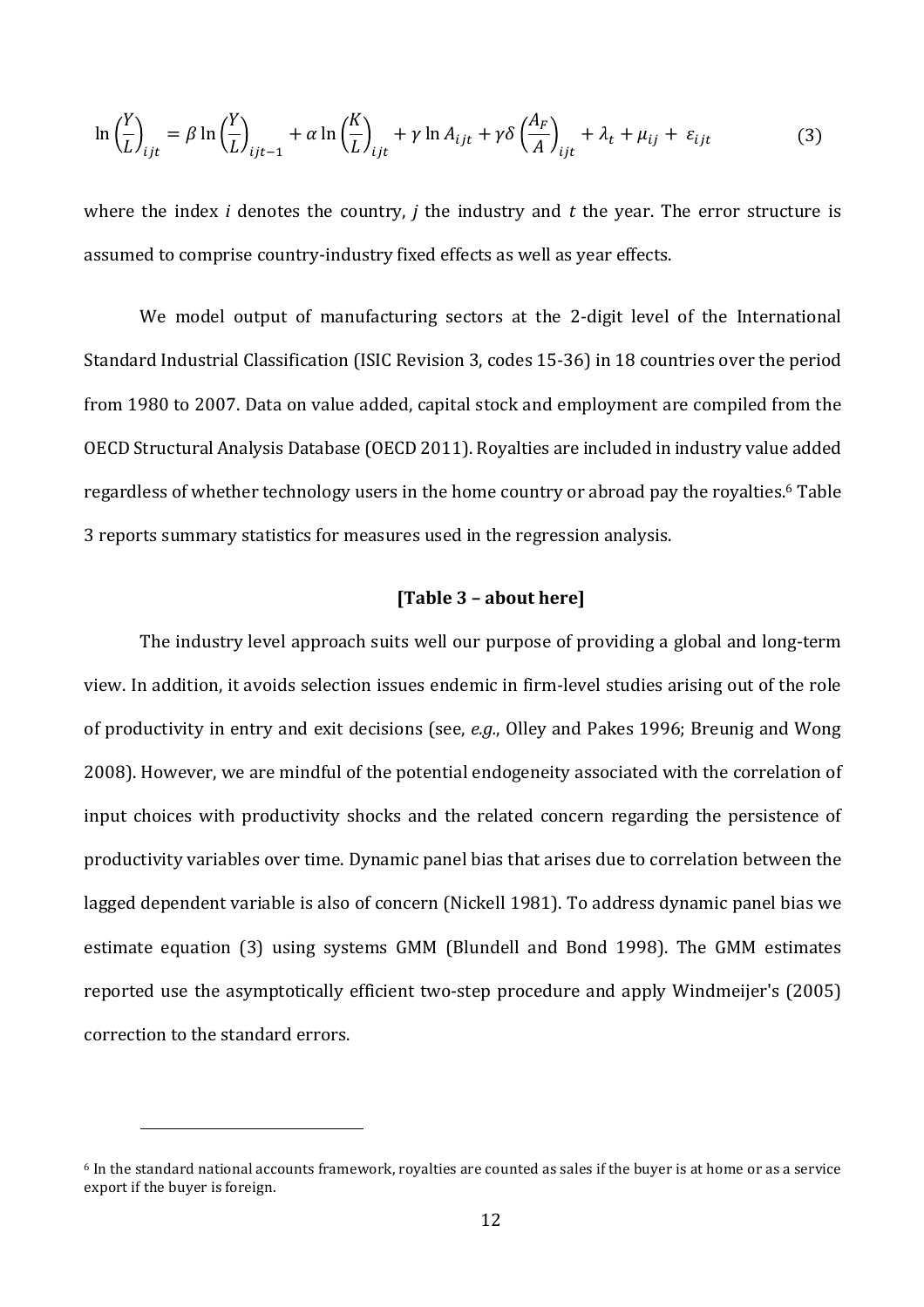$$\ln\left(\frac{Y}{L}\right)_{ijt} = \beta \ln\left(\frac{Y}{L}\right)_{ijt-1} + \alpha \ln\left(\frac{K}{L}\right)_{ijt} + \gamma \ln A_{ijt} + \gamma\delta\left(\frac{A_F}{A}\right)_{ijt} + \lambda_t + \mu_{ij} + \varepsilon_{ijt} \tag{3}$$

where the index *i* denotes the country, *j* the industry and *t* the year. The error structure is assumed to comprise country-industry fixed effects as well as year effects.

We model output of manufacturing sectors at the 2-digit level of the International Standard Industrial Classification (ISIC Revision 3, codes 15-36) in 18 countries over the period from 1980 to 2007. Data on value added, capital stock and employment are compiled from the OECD Structural Analysis Database (OECD 2011). Royalties are included in industry value added regardless of whether technology users in the home country or abroad pay the royalties.[6] Table 3 reports summary statistics for measures used in the regression analysis.

**[Table 3 – about here]**

The industry level approach suits well our purpose of providing a global and long-term view. In addition, it avoids selection issues endemic in firm-level studies arising out of the role of productivity in entry and exit decisions (see, *e.g.*, Olley and Pakes 1996; Breunig and Wong 2008). However, we are mindful of the potential endogeneity associated with the correlation of input choices with productivity shocks and the related concern regarding the persistence of productivity variables over time. Dynamic panel bias that arises due to correlation between the lagged dependent variable is also of concern (Nickell 1981). To address dynamic panel bias we estimate equation (3) using systems GMM (Blundell and Bond 1998). The GMM estimates reported use the asymptotically efficient two-step procedure and apply Windmeijer's (2005) correction to the standard errors.

---

[6] In the standard national accounts framework, royalties are counted as sales if the buyer is at home or as a service export if the buyer is foreign.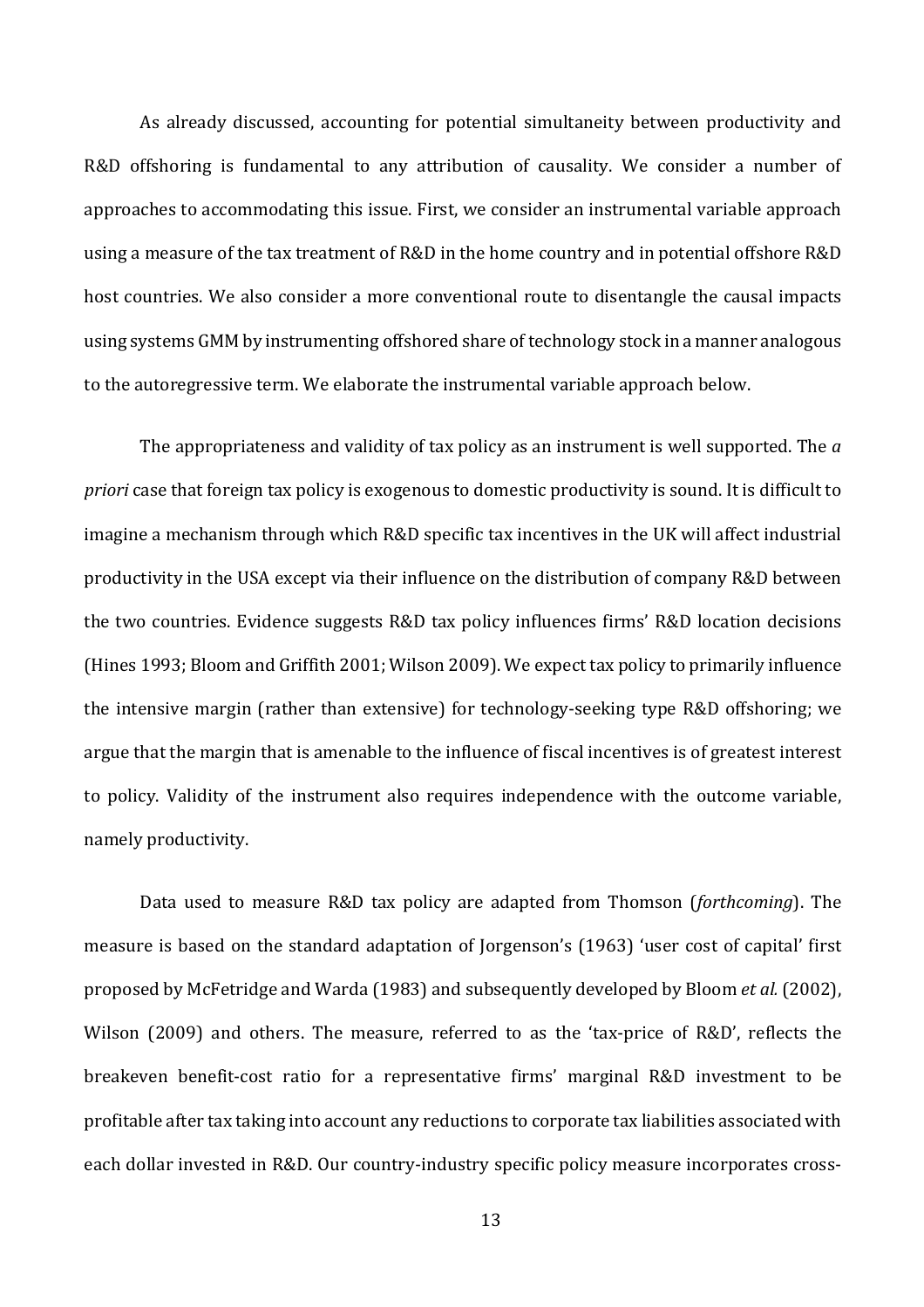As already discussed, accounting for potential simultaneity between productivity and R&D offshoring is fundamental to any attribution of causality. We consider a number of approaches to accommodating this issue. First, we consider an instrumental variable approach using a measure of the tax treatment of R&D in the home country and in potential offshore R&D host countries. We also consider a more conventional route to disentangle the causal impacts using systems GMM by instrumenting offshored share of technology stock in a manner analogous to the autoregressive term. We elaborate the instrumental variable approach below.

The appropriateness and validity of tax policy as an instrument is well supported. The *a priori* case that foreign tax policy is exogenous to domestic productivity is sound. It is difficult to imagine a mechanism through which R&D specific tax incentives in the UK will affect industrial productivity in the USA except via their influence on the distribution of company R&D between the two countries. Evidence suggests R&D tax policy influences firms' R&D location decisions (Hines 1993; Bloom and Griffith 2001; Wilson 2009). We expect tax policy to primarily influence the intensive margin (rather than extensive) for technology-seeking type R&D offshoring; we argue that the margin that is amenable to the influence of fiscal incentives is of greatest interest to policy. Validity of the instrument also requires independence with the outcome variable, namely productivity.

Data used to measure R&D tax policy are adapted from Thomson (*forthcoming*). The measure is based on the standard adaptation of Jorgenson's (1963) 'user cost of capital' first proposed by McFetridge and Warda (1983) and subsequently developed by Bloom *et al.* (2002), Wilson (2009) and others. The measure, referred to as the 'tax-price of R&D', reflects the breakeven benefit-cost ratio for a representative firms' marginal R&D investment to be profitable after tax taking into account any reductions to corporate tax liabilities associated with each dollar invested in R&D. Our country-industry specific policy measure incorporates cross-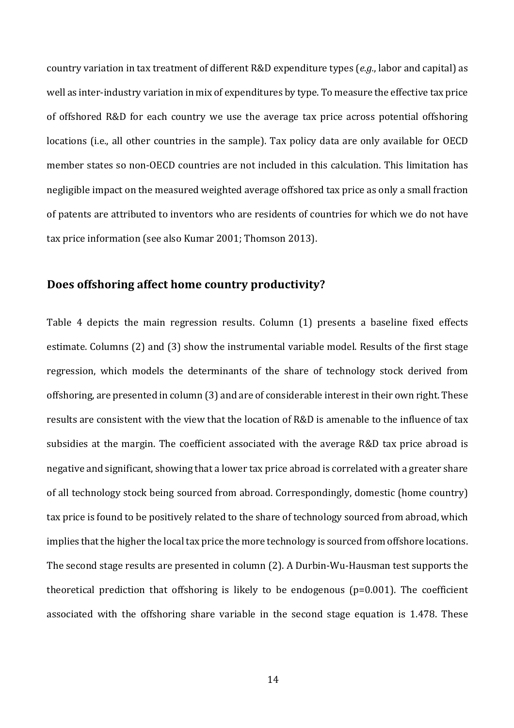country variation in tax treatment of different R&D expenditure types (*e.g.*, labor and capital) as well as inter-industry variation in mix of expenditures by type. To measure the effective tax price of offshored R&D for each country we use the average tax price across potential offshoring locations (i.e., all other countries in the sample). Tax policy data are only available for OECD member states so non-OECD countries are not included in this calculation. This limitation has negligible impact on the measured weighted average offshored tax price as only a small fraction of patents are attributed to inventors who are residents of countries for which we do not have tax price information (see also Kumar 2001; Thomson 2013).

## Does offshoring affect home country productivity?

Table 4 depicts the main regression results. Column (1) presents a baseline fixed effects estimate. Columns (2) and (3) show the instrumental variable model. Results of the first stage regression, which models the determinants of the share of technology stock derived from offshoring, are presented in column (3) and are of considerable interest in their own right. These results are consistent with the view that the location of R&D is amenable to the influence of tax subsidies at the margin. The coefficient associated with the average R&D tax price abroad is negative and significant, showing that a lower tax price abroad is correlated with a greater share of all technology stock being sourced from abroad. Correspondingly, domestic (home country) tax price is found to be positively related to the share of technology sourced from abroad, which implies that the higher the local tax price the more technology is sourced from offshore locations. The second stage results are presented in column (2). A Durbin-Wu-Hausman test supports the theoretical prediction that offshoring is likely to be endogenous ($p=0.001$). The coefficient associated with the offshoring share variable in the second stage equation is 1.478. These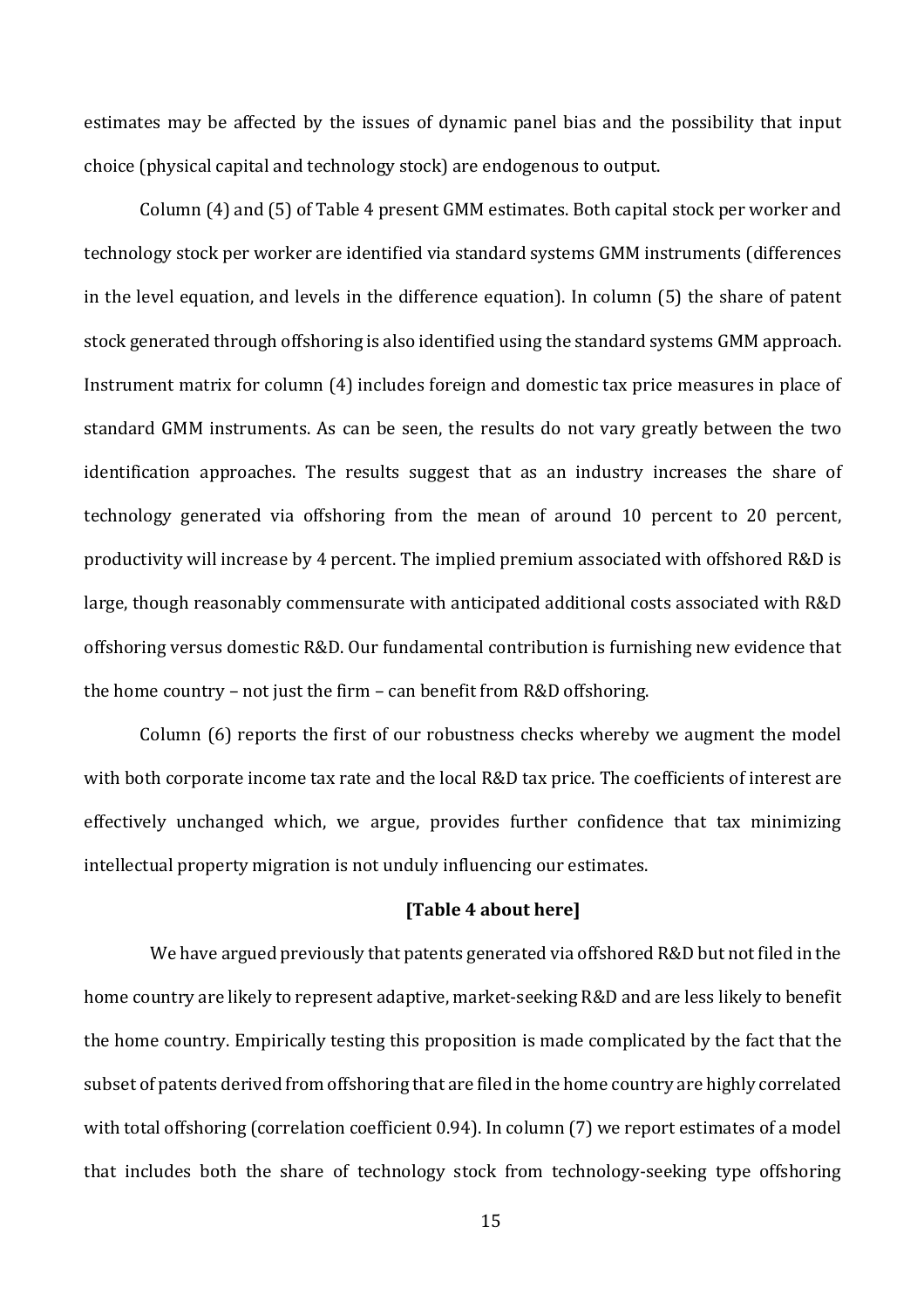estimates may be affected by the issues of dynamic panel bias and the possibility that input choice (physical capital and technology stock) are endogenous to output.

Column (4) and (5) of Table 4 present GMM estimates. Both capital stock per worker and technology stock per worker are identified via standard systems GMM instruments (differences in the level equation, and levels in the difference equation). In column (5) the share of patent stock generated through offshoring is also identified using the standard systems GMM approach. Instrument matrix for column (4) includes foreign and domestic tax price measures in place of standard GMM instruments. As can be seen, the results do not vary greatly between the two identification approaches. The results suggest that as an industry increases the share of technology generated via offshoring from the mean of around 10 percent to 20 percent, productivity will increase by 4 percent. The implied premium associated with offshored R&D is large, though reasonably commensurate with anticipated additional costs associated with R&D offshoring versus domestic R&D. Our fundamental contribution is furnishing new evidence that the home country – not just the firm – can benefit from R&D offshoring.

Column (6) reports the first of our robustness checks whereby we augment the model with both corporate income tax rate and the local R&D tax price. The coefficients of interest are effectively unchanged which, we argue, provides further confidence that tax minimizing intellectual property migration is not unduly influencing our estimates.

**[Table 4 about here]**

We have argued previously that patents generated via offshored R&D but not filed in the home country are likely to represent adaptive, market-seeking R&D and are less likely to benefit the home country. Empirically testing this proposition is made complicated by the fact that the subset of patents derived from offshoring that are filed in the home country are highly correlated with total offshoring (correlation coefficient 0.94). In column (7) we report estimates of a model that includes both the share of technology stock from technology-seeking type offshoring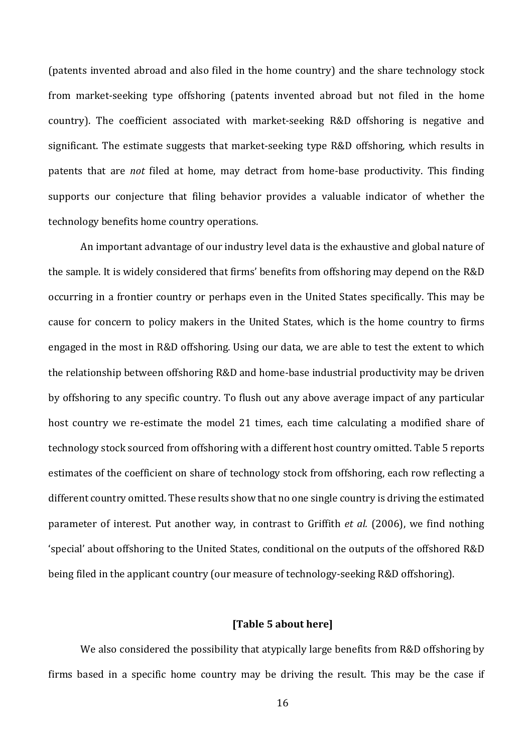(patents invented abroad and also filed in the home country) and the share technology stock from market-seeking type offshoring (patents invented abroad but not filed in the home country). The coefficient associated with market-seeking R&D offshoring is negative and significant. The estimate suggests that market-seeking type R&D offshoring, which results in patents that are *not* filed at home, may detract from home-base productivity. This finding supports our conjecture that filing behavior provides a valuable indicator of whether the technology benefits home country operations.

An important advantage of our industry level data is the exhaustive and global nature of the sample. It is widely considered that firms' benefits from offshoring may depend on the R&D occurring in a frontier country or perhaps even in the United States specifically. This may be cause for concern to policy makers in the United States, which is the home country to firms engaged in the most in R&D offshoring. Using our data, we are able to test the extent to which the relationship between offshoring R&D and home-base industrial productivity may be driven by offshoring to any specific country. To flush out any above average impact of any particular host country we re-estimate the model 21 times, each time calculating a modified share of technology stock sourced from offshoring with a different host country omitted. Table 5 reports estimates of the coefficient on share of technology stock from offshoring, each row reflecting a different country omitted. These results show that no one single country is driving the estimated parameter of interest. Put another way, in contrast to Griffith *et al.* (2006), we find nothing 'special' about offshoring to the United States, conditional on the outputs of the offshored R&D being filed in the applicant country (our measure of technology-seeking R&D offshoring).

**[Table 5 about here]**

We also considered the possibility that atypically large benefits from R&D offshoring by firms based in a specific home country may be driving the result. This may be the case if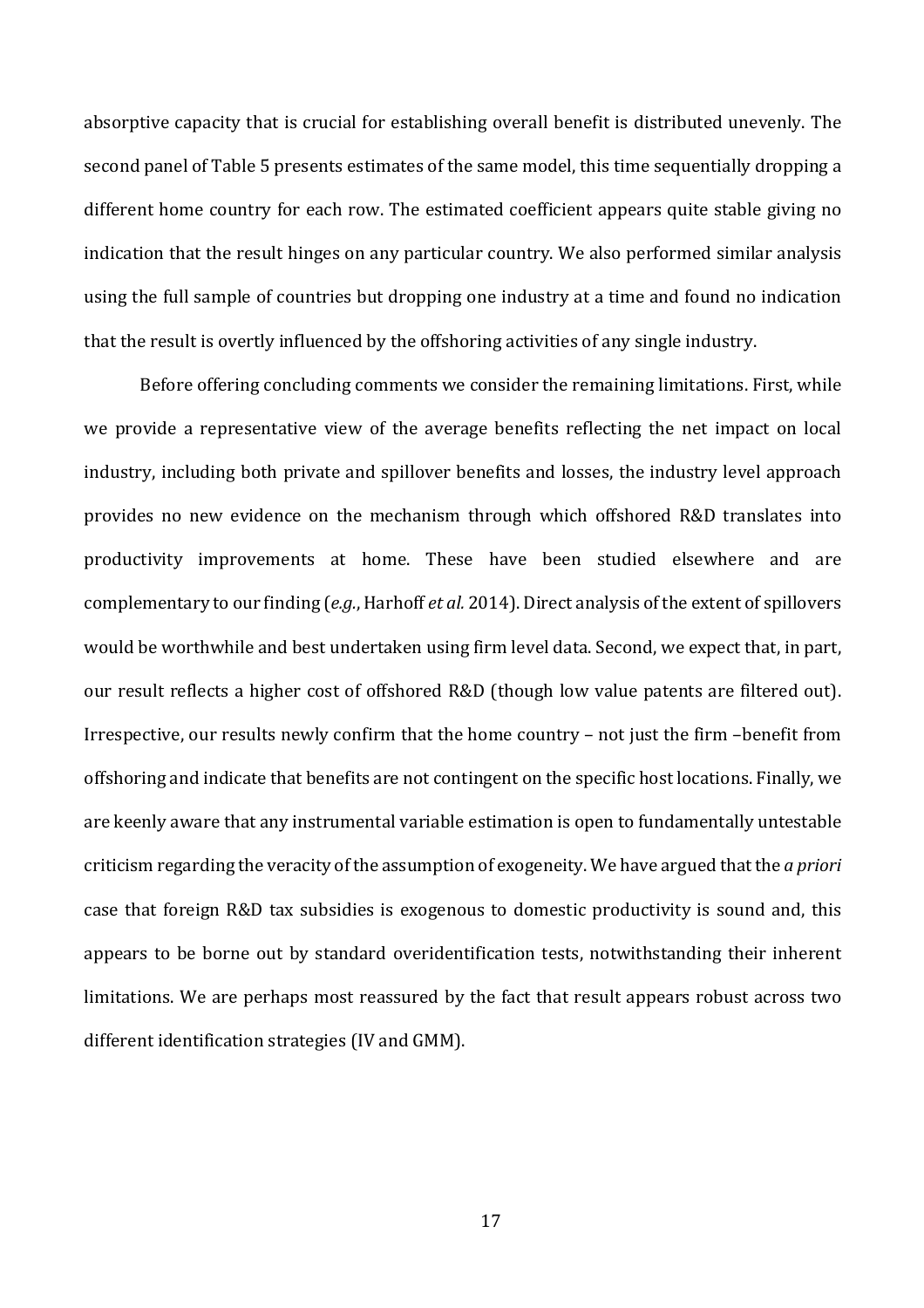absorptive capacity that is crucial for establishing overall benefit is distributed unevenly. The second panel of Table 5 presents estimates of the same model, this time sequentially dropping a different home country for each row. The estimated coefficient appears quite stable giving no indication that the result hinges on any particular country. We also performed similar analysis using the full sample of countries but dropping one industry at a time and found no indication that the result is overtly influenced by the offshoring activities of any single industry.

Before offering concluding comments we consider the remaining limitations. First, while we provide a representative view of the average benefits reflecting the net impact on local industry, including both private and spillover benefits and losses, the industry level approach provides no new evidence on the mechanism through which offshored R&D translates into productivity improvements at home. These have been studied elsewhere and are complementary to our finding (*e.g.*, Harhoff *et al.* 2014). Direct analysis of the extent of spillovers would be worthwhile and best undertaken using firm level data. Second, we expect that, in part, our result reflects a higher cost of offshored R&D (though low value patents are filtered out). Irrespective, our results newly confirm that the home country – not just the firm –benefit from offshoring and indicate that benefits are not contingent on the specific host locations. Finally, we are keenly aware that any instrumental variable estimation is open to fundamentally untestable criticism regarding the veracity of the assumption of exogeneity. We have argued that the *a priori* case that foreign R&D tax subsidies is exogenous to domestic productivity is sound and, this appears to be borne out by standard overidentification tests, notwithstanding their inherent limitations. We are perhaps most reassured by the fact that result appears robust across two different identification strategies (IV and GMM).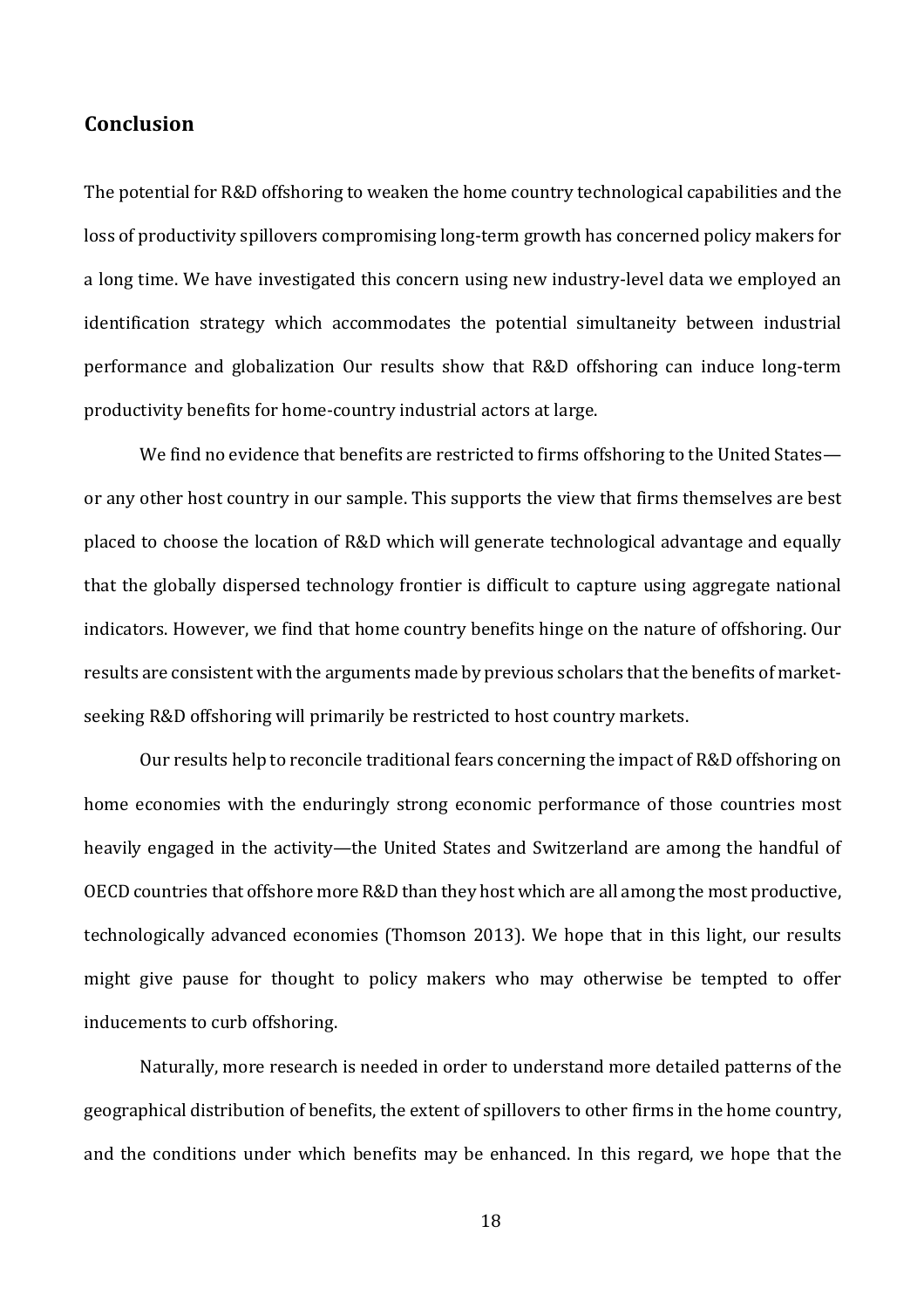## Conclusion

The potential for R&D offshoring to weaken the home country technological capabilities and the loss of productivity spillovers compromising long-term growth has concerned policy makers for a long time. We have investigated this concern using new industry-level data we employed an identification strategy which accommodates the potential simultaneity between industrial performance and globalization Our results show that R&D offshoring can induce long-term productivity benefits for home-country industrial actors at large.

We find no evidence that benefits are restricted to firms offshoring to the United States—or any other host country in our sample. This supports the view that firms themselves are best placed to choose the location of R&D which will generate technological advantage and equally that the globally dispersed technology frontier is difficult to capture using aggregate national indicators. However, we find that home country benefits hinge on the nature of offshoring. Our results are consistent with the arguments made by previous scholars that the benefits of market-seeking R&D offshoring will primarily be restricted to host country markets.

Our results help to reconcile traditional fears concerning the impact of R&D offshoring on home economies with the enduringly strong economic performance of those countries most heavily engaged in the activity—the United States and Switzerland are among the handful of OECD countries that offshore more R&D than they host which are all among the most productive, technologically advanced economies (Thomson 2013). We hope that in this light, our results might give pause for thought to policy makers who may otherwise be tempted to offer inducements to curb offshoring.

Naturally, more research is needed in order to understand more detailed patterns of the geographical distribution of benefits, the extent of spillovers to other firms in the home country, and the conditions under which benefits may be enhanced. In this regard, we hope that the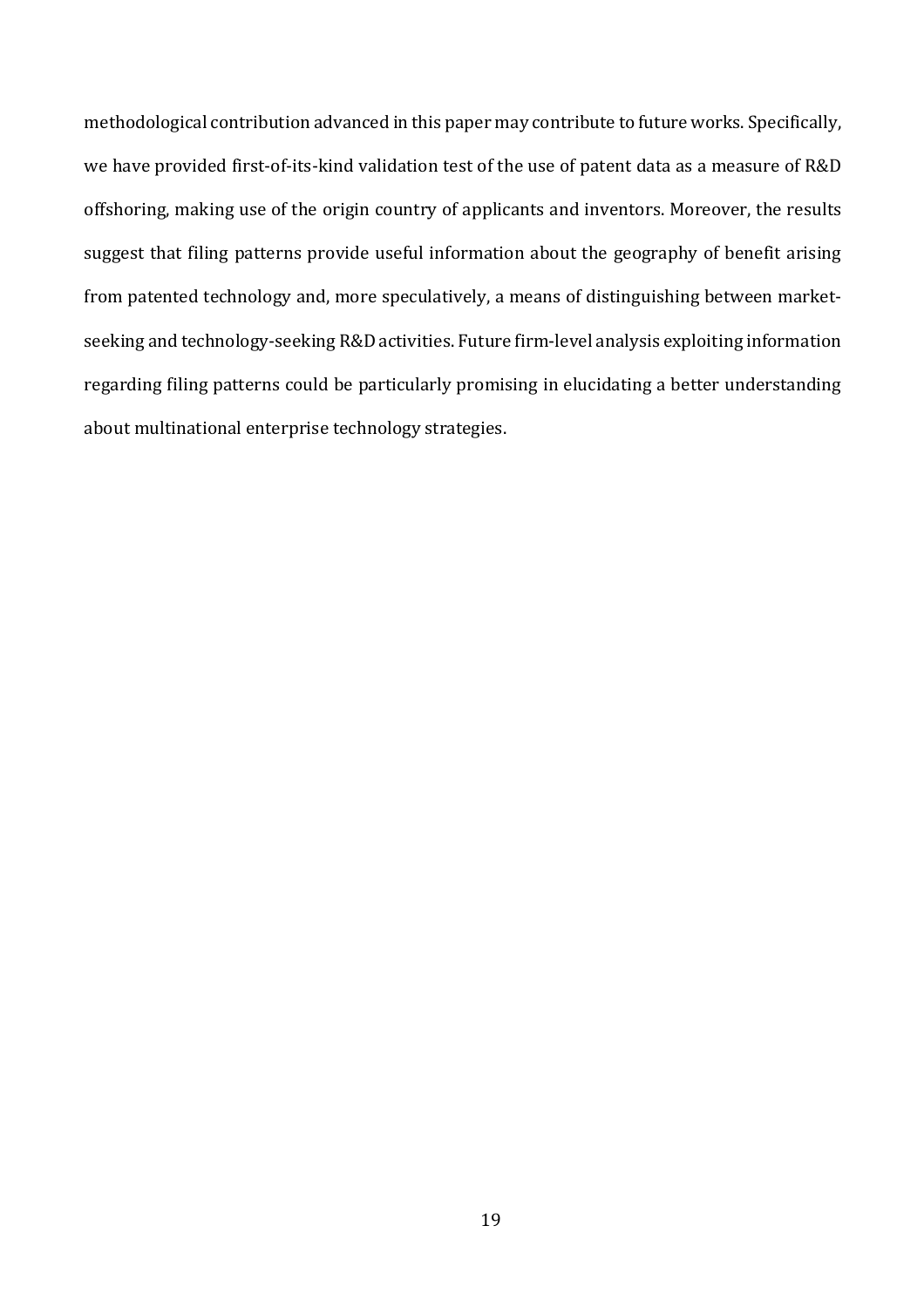methodological contribution advanced in this paper may contribute to future works. Specifically, we have provided first-of-its-kind validation test of the use of patent data as a measure of R&D offshoring, making use of the origin country of applicants and inventors. Moreover, the results suggest that filing patterns provide useful information about the geography of benefit arising from patented technology and, more speculatively, a means of distinguishing between market-seeking and technology-seeking R&D activities. Future firm-level analysis exploiting information regarding filing patterns could be particularly promising in elucidating a better understanding about multinational enterprise technology strategies.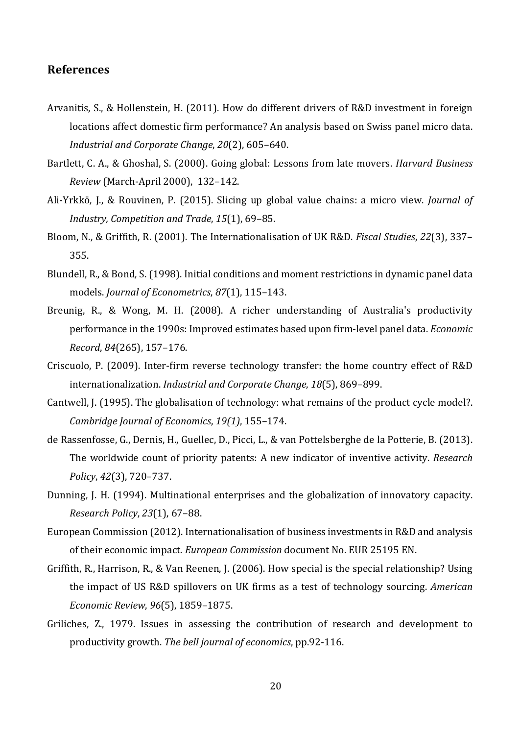## References

Arvanitis, S., & Hollenstein, H. (2011). How do different drivers of R&D investment in foreign locations affect domestic firm performance? An analysis based on Swiss panel micro data. *Industrial and Corporate Change*, *20*(2), 605–640.

Bartlett, C. A., & Ghoshal, S. (2000). Going global: Lessons from late movers. *Harvard Business Review* (March-April 2000), 132–142.

Ali-Yrkkö, J., & Rouvinen, P. (2015). Slicing up global value chains: a micro view. *Journal of Industry, Competition and Trade*, *15*(1), 69–85.

Bloom, N., & Griffith, R. (2001). The Internationalisation of UK R&D. *Fiscal Studies*, *22*(3), 337–355.

Blundell, R., & Bond, S. (1998). Initial conditions and moment restrictions in dynamic panel data models. *Journal of Econometrics*, *87*(1), 115–143.

Breunig, R., & Wong, M. H. (2008). A richer understanding of Australia's productivity performance in the 1990s: Improved estimates based upon firm-level panel data. *Economic Record*, *84*(265), 157–176.

Criscuolo, P. (2009). Inter-firm reverse technology transfer: the home country effect of R&D internationalization. *Industrial and Corporate Change*, *18*(5), 869–899.

Cantwell, J. (1995). The globalisation of technology: what remains of the product cycle model?. *Cambridge Journal of Economics*, *19(1)*, 155–174.

de Rassenfosse, G., Dernis, H., Guellec, D., Picci, L., & van Pottelsberghe de la Potterie, B. (2013). The worldwide count of priority patents: A new indicator of inventive activity. *Research Policy*, *42*(3), 720–737.

Dunning, J. H. (1994). Multinational enterprises and the globalization of innovatory capacity. *Research Policy*, *23*(1), 67–88.

European Commission (2012). Internationalisation of business investments in R&D and analysis of their economic impact. *European Commission* document No. EUR 25195 EN.

Griffith, R., Harrison, R., & Van Reenen, J. (2006). How special is the special relationship? Using the impact of US R&D spillovers on UK firms as a test of technology sourcing. *American Economic Review*, *96*(5), 1859–1875.

Griliches, Z., 1979. Issues in assessing the contribution of research and development to productivity growth. *The bell journal of economics*, pp.92-116.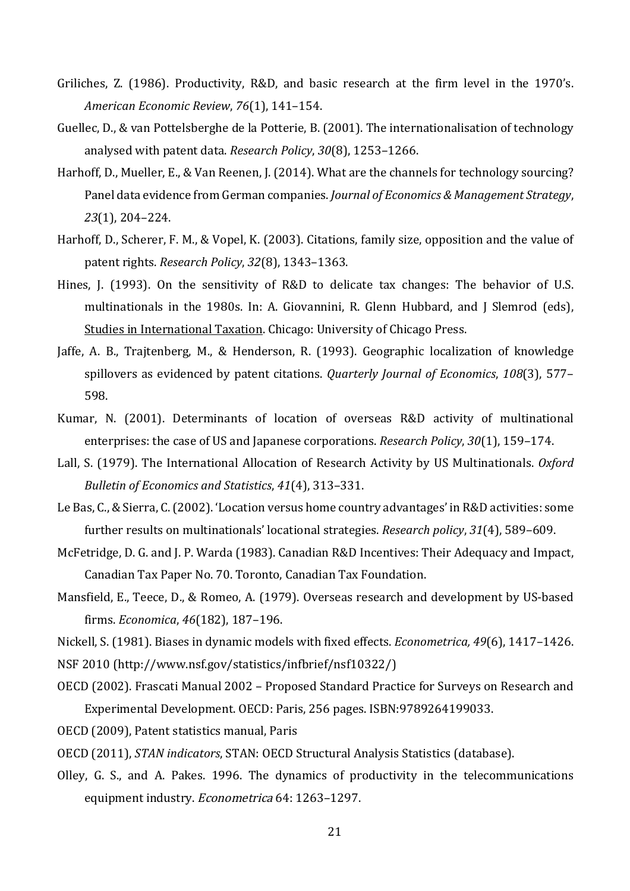Griliches, Z. (1986). Productivity, R&D, and basic research at the firm level in the 1970's. *American Economic Review*, *76*(1), 141–154.

Guellec, D., & van Pottelsberghe de la Potterie, B. (2001). The internationalisation of technology analysed with patent data. *Research Policy*, *30*(8), 1253–1266.

Harhoff, D., Mueller, E., & Van Reenen, J. (2014). What are the channels for technology sourcing? Panel data evidence from German companies. *Journal of Economics & Management Strategy*, *23*(1), 204–224.

Harhoff, D., Scherer, F. M., & Vopel, K. (2003). Citations, family size, opposition and the value of patent rights. *Research Policy*, *32*(8), 1343–1363.

Hines, J. (1993). On the sensitivity of R&D to delicate tax changes: The behavior of U.S. multinationals in the 1980s. In: A. Giovannini, R. Glenn Hubbard, and J Slemrod (eds), Studies in International Taxation. Chicago: University of Chicago Press.

Jaffe, A. B., Trajtenberg, M., & Henderson, R. (1993). Geographic localization of knowledge spillovers as evidenced by patent citations. *Quarterly Journal of Economics*, *108*(3), 577–598.

Kumar, N. (2001). Determinants of location of overseas R&D activity of multinational enterprises: the case of US and Japanese corporations. *Research Policy*, *30*(1), 159–174.

Lall, S. (1979). The International Allocation of Research Activity by US Multinationals. *Oxford Bulletin of Economics and Statistics*, *41*(4), 313–331.

Le Bas, C., & Sierra, C. (2002). 'Location versus home country advantages' in R&D activities: some further results on multinationals' locational strategies. *Research policy*, *31*(4), 589–609.

McFetridge, D. G. and J. P. Warda (1983). Canadian R&D Incentives: Their Adequacy and Impact, Canadian Tax Paper No. 70. Toronto, Canadian Tax Foundation.

Mansfield, E., Teece, D., & Romeo, A. (1979). Overseas research and development by US-based firms. *Economica*, *46*(182), 187–196.

Nickell, S. (1981). Biases in dynamic models with fixed effects. *Econometrica, 49*(6), 1417–1426.

NSF 2010 (http://www.nsf.gov/statistics/infbrief/nsf10322/)

OECD (2002). Frascati Manual 2002 – Proposed Standard Practice for Surveys on Research and Experimental Development. OECD: Paris, 256 pages. ISBN:9789264199033.

OECD (2009), Patent statistics manual, Paris

OECD (2011), *STAN indicators*, STAN: OECD Structural Analysis Statistics (database).

Olley, G. S., and A. Pakes. 1996. The dynamics of productivity in the telecommunications equipment industry. *Econometrica* 64: 1263–1297.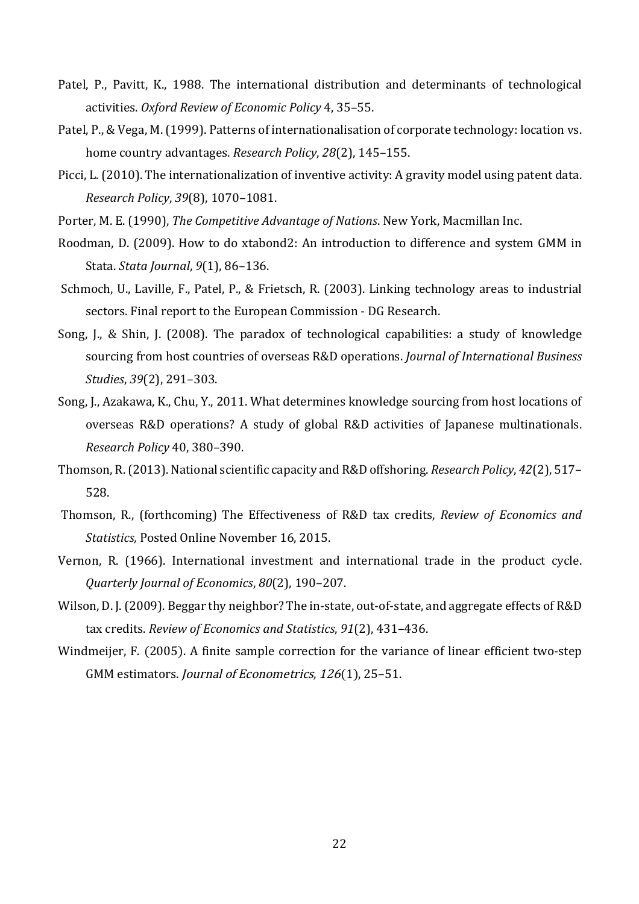Patel, P., Pavitt, K., 1988. The international distribution and determinants of technological activities. *Oxford Review of Economic Policy* 4, 35–55.

Patel, P., & Vega, M. (1999). Patterns of internationalisation of corporate technology: location vs. home country advantages. *Research Policy*, *28*(2), 145–155.

Picci, L. (2010). The internationalization of inventive activity: A gravity model using patent data. *Research Policy*, *39*(8), 1070–1081.

Porter, M. E. (1990), *The Competitive Advantage of Nations*. New York, Macmillan Inc.

Roodman, D. (2009). How to do xtabond2: An introduction to difference and system GMM in Stata. *Stata Journal*, *9*(1), 86–136.

Schmoch, U., Laville, F., Patel, P., & Frietsch, R. (2003). Linking technology areas to industrial sectors. Final report to the European Commission - DG Research.

Song, J., & Shin, J. (2008). The paradox of technological capabilities: a study of knowledge sourcing from host countries of overseas R&D operations. *Journal of International Business Studies*, *39*(2), 291–303.

Song, J., Azakawa, K., Chu, Y., 2011. What determines knowledge sourcing from host locations of overseas R&D operations? A study of global R&D activities of Japanese multinationals. *Research Policy* 40, 380–390.

Thomson, R. (2013). National scientific capacity and R&D offshoring. *Research Policy*, *42*(2), 517–528.

Thomson, R., (forthcoming) The Effectiveness of R&D tax credits, *Review of Economics and Statistics,* Posted Online November 16, 2015.

Vernon, R. (1966). International investment and international trade in the product cycle. *Quarterly Journal of Economics*, *80*(2), 190–207.

Wilson, D. J. (2009). Beggar thy neighbor? The in-state, out-of-state, and aggregate effects of R&D tax credits. *Review of Economics and Statistics*, *91*(2), 431–436.

Windmeijer, F. (2005). A finite sample correction for the variance of linear efficient two-step GMM estimators. *Journal of Econometrics*, *126*(1), 25–51.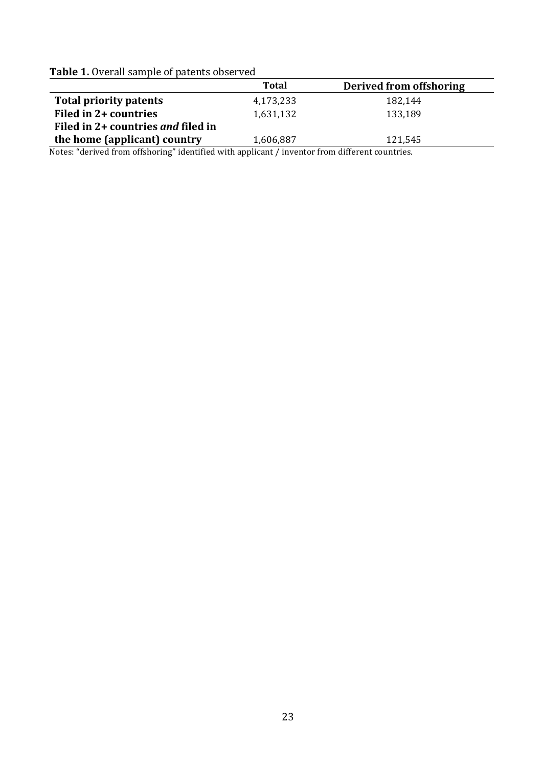**Table 1.** Overall sample of patents observed

| | Total | Derived from offshoring |
|---|---|---|
| **Total priority patents** | 4,173,233 | 182,144 |
| **Filed in 2+ countries** | 1,631,132 | 133,189 |
| **Filed in 2+ countries *and* filed in the home (applicant) country** | 1,606,887 | 121,545 |

Notes: "derived from offshoring" identified with applicant / inventor from different countries.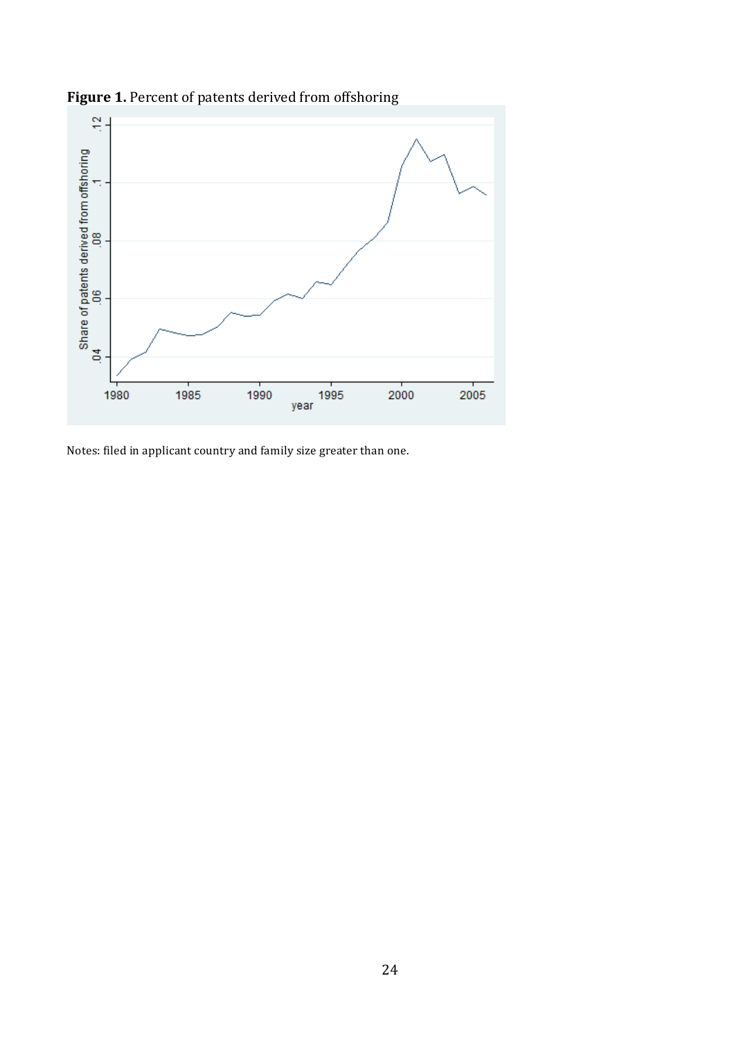**Figure 1.** Percent of patents derived from offshoring

Notes: filed in applicant country and family size greater than one.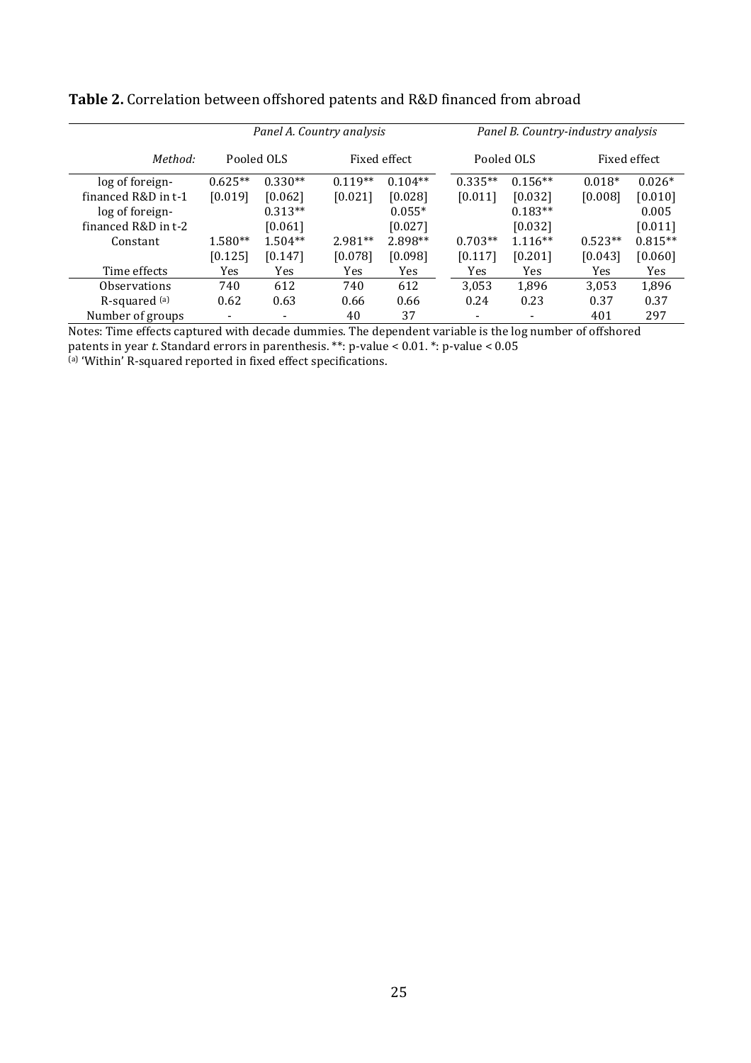**Table 2.** Correlation between offshored patents and R&D financed from abroad

| | *Panel A. Country analysis* | | | | *Panel B. Country-industry analysis* | | | |
|---|---|---|---|---|---|---|---|---|
| *Method:* | Pooled OLS | | Fixed effect | | Pooled OLS | | Fixed effect | |
| log of foreign-financed R&D in t-1 | 0.625** | 0.330** | 0.119** | 0.104** | 0.335** | 0.156** | 0.018* | 0.026* |
| | [0.019] | [0.062] | [0.021] | [0.028] | [0.011] | [0.032] | [0.008] | [0.010] |
| log of foreign-financed R&D in t-2 | | 0.313** | | 0.055* | | 0.183** | | 0.005 |
| | | [0.061] | | [0.027] | | [0.032] | | [0.011] |
| Constant | 1.580** | 1.504** | 2.981** | 2.898** | 0.703** | 1.116** | 0.523** | 0.815** |
| | [0.125] | [0.147] | [0.078] | [0.098] | [0.117] | [0.201] | [0.043] | [0.060] |
| Time effects | Yes | Yes | Yes | Yes | Yes | Yes | Yes | Yes |
| Observations | 740 | 612 | 740 | 612 | 3,053 | 1,896 | 3,053 | 1,896 |
| R-squared [(a)] | 0.62 | 0.63 | 0.66 | 0.66 | 0.24 | 0.23 | 0.37 | 0.37 |
| Number of groups | - | - | 40 | 37 | - | - | 401 | 297 |

Notes: Time effects captured with decade dummies. The dependent variable is the log number of offshored patents in year *t*. Standard errors in parenthesis. **: p-value < 0.01. *: p-value < 0.05
[(a)] 'Within' R-squared reported in fixed effect specifications.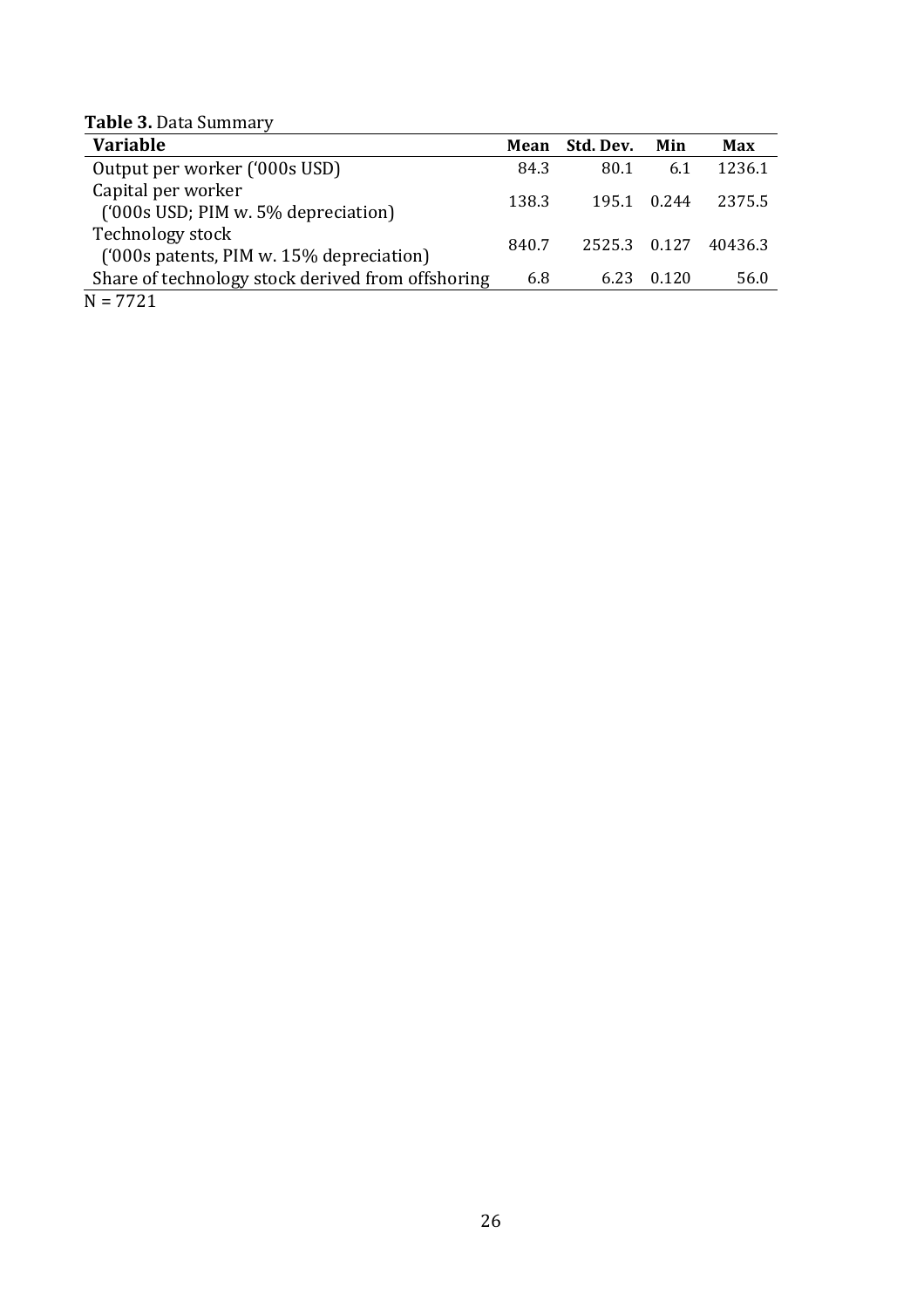**Table 3.** Data Summary

| Variable | Mean | Std. Dev. | Min | Max |
|---|---|---|---|---|
| Output per worker ('000s USD) | 84.3 | 80.1 | 6.1 | 1236.1 |
| Capital per worker ('000s USD; PIM w. 5% depreciation) | 138.3 | 195.1 | 0.244 | 2375.5 |
| Technology stock ('000s patents, PIM w. 15% depreciation) | 840.7 | 2525.3 | 0.127 | 40436.3 |
| Share of technology stock derived from offshoring | 6.8 | 6.23 | 0.120 | 56.0 |

N = 7721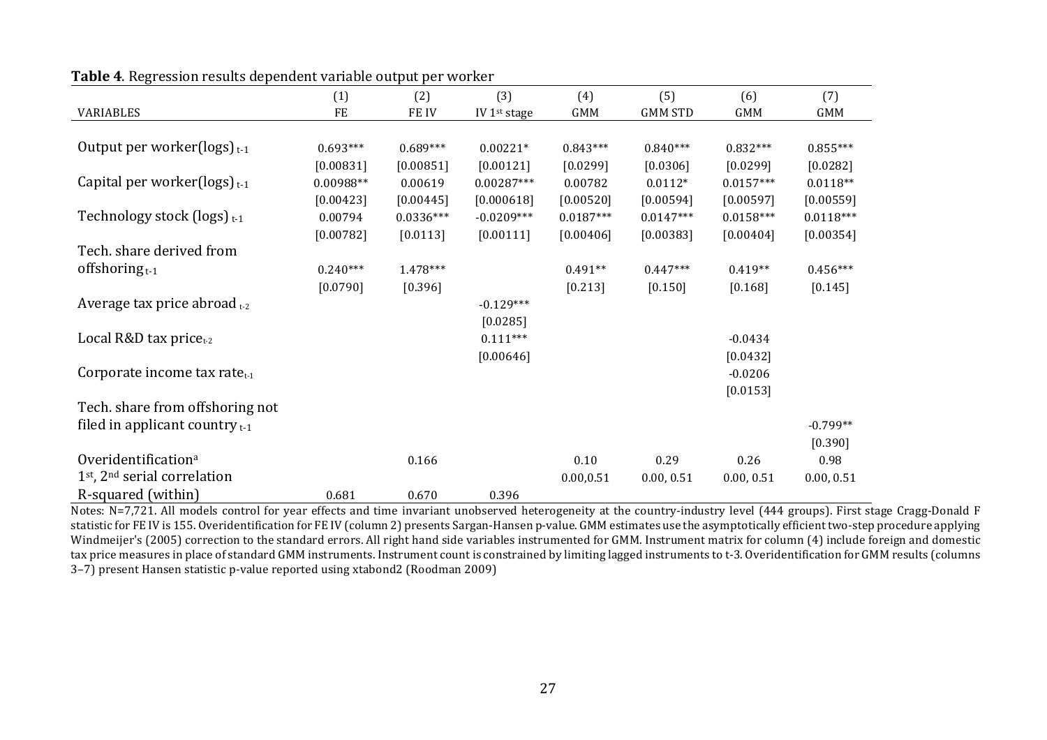**Table 4**. Regression results dependent variable output per worker

| VARIABLES | (1)<br>FE | (2)<br>FE IV | (3)<br>IV 1st stage | (4)<br>GMM | (5)<br>GMM STD | (6)<br>GMM | (7)<br>GMM |
|---|---|---|---|---|---|---|---|
| Output per worker(logs) $_{t-1}$ | 0.693*** | 0.689*** | 0.00221* | 0.843*** | 0.840*** | 0.832*** | 0.855*** |
| | [0.00831] | [0.00851] | [0.00121] | [0.0299] | [0.0306] | [0.0299] | [0.0282] |
| Capital per worker(logs) $_{t-1}$ | 0.00988** | 0.00619 | 0.00287*** | 0.00782 | 0.0112* | 0.0157*** | 0.0118** |
| | [0.00423] | [0.00445] | [0.000618] | [0.00520] | [0.00594] | [0.00597] | [0.00559] |
| Technology stock (logs) $_{t-1}$ | 0.00794 | 0.0336*** | -0.0209*** | 0.0187*** | 0.0147*** | 0.0158*** | 0.0118*** |
| | [0.00782] | [0.0113] | [0.00111] | [0.00406] | [0.00383] | [0.00404] | [0.00354] |
| Tech. share derived from offshoring $_{t-1}$ | 0.240*** | 1.478*** | | 0.491** | 0.447*** | 0.419** | 0.456*** |
| | [0.0790] | [0.396] | | [0.213] | [0.150] | [0.168] | [0.145] |
| Average tax price abroad $_{t-2}$ | | | -0.129*** | | | | |
| | | | [0.0285] | | | | |
| Local R&D tax price $_{t-2}$ | | | 0.111*** | | | -0.0434 | |
| | | | [0.00646] | | | [0.0432] | |
| Corporate income tax rate $_{t-1}$ | | | | | | -0.0206 | |
| | | | | | | [0.0153] | |
| Tech. share from offshoring not filed in applicant country $_{t-1}$ | | | | | | | -0.799** |
| | | | | | | | [0.390] |
| Overidentification[a] | | 0.166 | | 0.10 | 0.29 | 0.26 | 0.98 |
| 1st, 2nd serial correlation | | | | 0.00,0.51 | 0.00, 0.51 | 0.00, 0.51 | 0.00, 0.51 |
| R-squared (within) | 0.681 | 0.670 | 0.396 | | | | |

Notes: N=7,721. All models control for year effects and time invariant unobserved heterogeneity at the country-industry level (444 groups). First stage Cragg-Donald F statistic for FE IV is 155. Overidentification for FE IV (column 2) presents Sargan-Hansen p-value. GMM estimates use the asymptotically efficient two-step procedure applying Windmeijer's (2005) correction to the standard errors. All right hand side variables instrumented for GMM. Instrument matrix for column (4) include foreign and domestic tax price measures in place of standard GMM instruments. Instrument count is constrained by limiting lagged instruments to t-3. Overidentification for GMM results (columns 3–7) present Hansen statistic p-value reported using xtabond2 (Roodman 2009)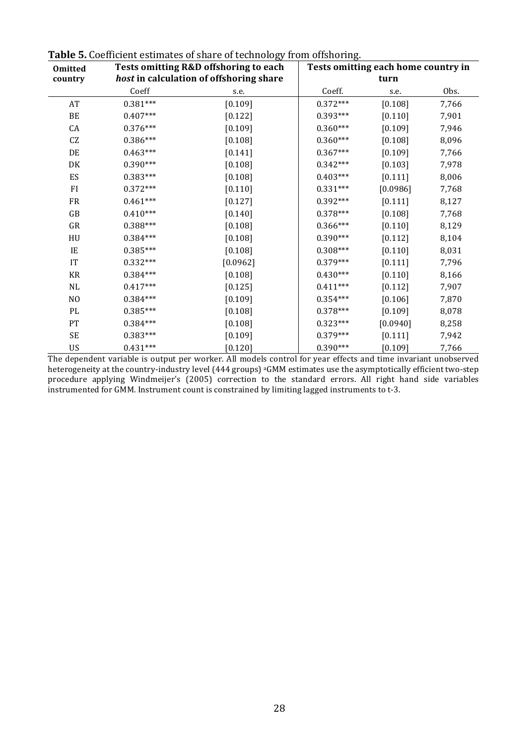**Table 5.** Coefficient estimates of share of technology from offshoring.

| Omitted country | Tests omitting R&D offshoring to each *host* in calculation of offshoring share | | Tests omitting each home country in turn | | |
|---|---|---|---|---|---|
| | Coeff | s.e. | Coeff. | s.e. | Obs. |
| AT | 0.381*** | [0.109] | 0.372*** | [0.108] | 7,766 |
| BE | 0.407*** | [0.122] | 0.393*** | [0.110] | 7,901 |
| CA | 0.376*** | [0.109] | 0.360*** | [0.109] | 7,946 |
| CZ | 0.386*** | [0.108] | 0.360*** | [0.108] | 8,096 |
| DE | 0.463*** | [0.141] | 0.367*** | [0.109] | 7,766 |
| DK | 0.390*** | [0.108] | 0.342*** | [0.103] | 7,978 |
| ES | 0.383*** | [0.108] | 0.403*** | [0.111] | 8,006 |
| FI | 0.372*** | [0.110] | 0.331*** | [0.0986] | 7,768 |
| FR | 0.461*** | [0.127] | 0.392*** | [0.111] | 8,127 |
| GB | 0.410*** | [0.140] | 0.378*** | [0.108] | 7,768 |
| GR | 0.388*** | [0.108] | 0.366*** | [0.110] | 8,129 |
| HU | 0.384*** | [0.108] | 0.390*** | [0.112] | 8,104 |
| IE | 0.385*** | [0.108] | 0.308*** | [0.110] | 8,031 |
| IT | 0.332*** | [0.0962] | 0.379*** | [0.111] | 7,796 |
| KR | 0.384*** | [0.108] | 0.430*** | [0.110] | 8,166 |
| NL | 0.417*** | [0.125] | 0.411*** | [0.112] | 7,907 |
| NO | 0.384*** | [0.109] | 0.354*** | [0.106] | 7,870 |
| PL | 0.385*** | [0.108] | 0.378*** | [0.109] | 8,078 |
| PT | 0.384*** | [0.108] | 0.323*** | [0.0940] | 8,258 |
| SE | 0.383*** | [0.109] | 0.379*** | [0.111] | 7,942 |
| US | 0.431*** | [0.120] | 0.390*** | [0.109] | 7,766 |

The dependent variable is output per worker. All models control for year effects and time invariant unobserved heterogeneity at the country-industry level (444 groups) [a]GMM estimates use the asymptotically efficient two-step procedure applying Windmeijer's (2005) correction to the standard errors. All right hand side variables instrumented for GMM. Instrument count is constrained by limiting lagged instruments to t-3.